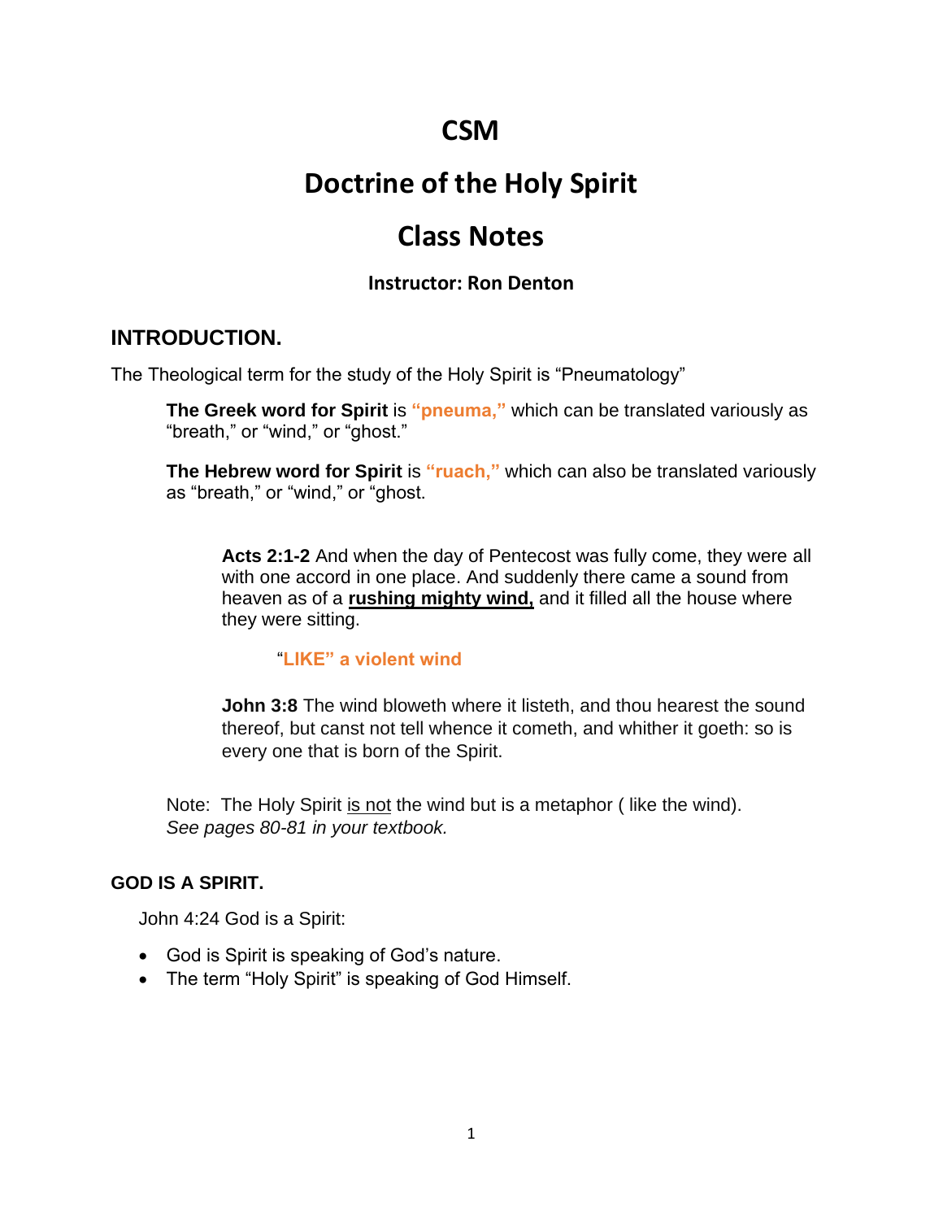# CSM

# Doctrine of the Holy Spirit

# Class Notes

**Instructor: Ron Denton**

## INTRODUCTION.

The Theological term for the study of the Holy Spirit is "Pneumatology"

> **The Greek word for Spirit** is **"pneuma,"** which can be translated variously as "breath," or "wind," or "ghost."
>
> **The Hebrew word for Spirit** is **"ruach,"** which can also be translated variously as "breath," or "wind," or "ghost.
>
> > **Acts 2:1-2** And when the day of Pentecost was fully come, they were all with one accord in one place. And suddenly there came a sound from heaven as of a **rushing mighty wind,** and it filled all the house where they were sitting.
> >
> > > **"LIKE" a violent wind**
> >
> > **John 3:8** The wind bloweth where it listeth, and thou hearest the sound thereof, but canst not tell whence it cometh, and whither it goeth: so is every one that is born of the Spirit.
>
> Note: The Holy Spirit is not the wind but is a metaphor ( like the wind).
> *See pages 80-81 in your textbook.*

### GOD IS A SPIRIT.

John 4:24 God is a Spirit:

- God is Spirit is speaking of God's nature.
- The term "Holy Spirit" is speaking of God Himself.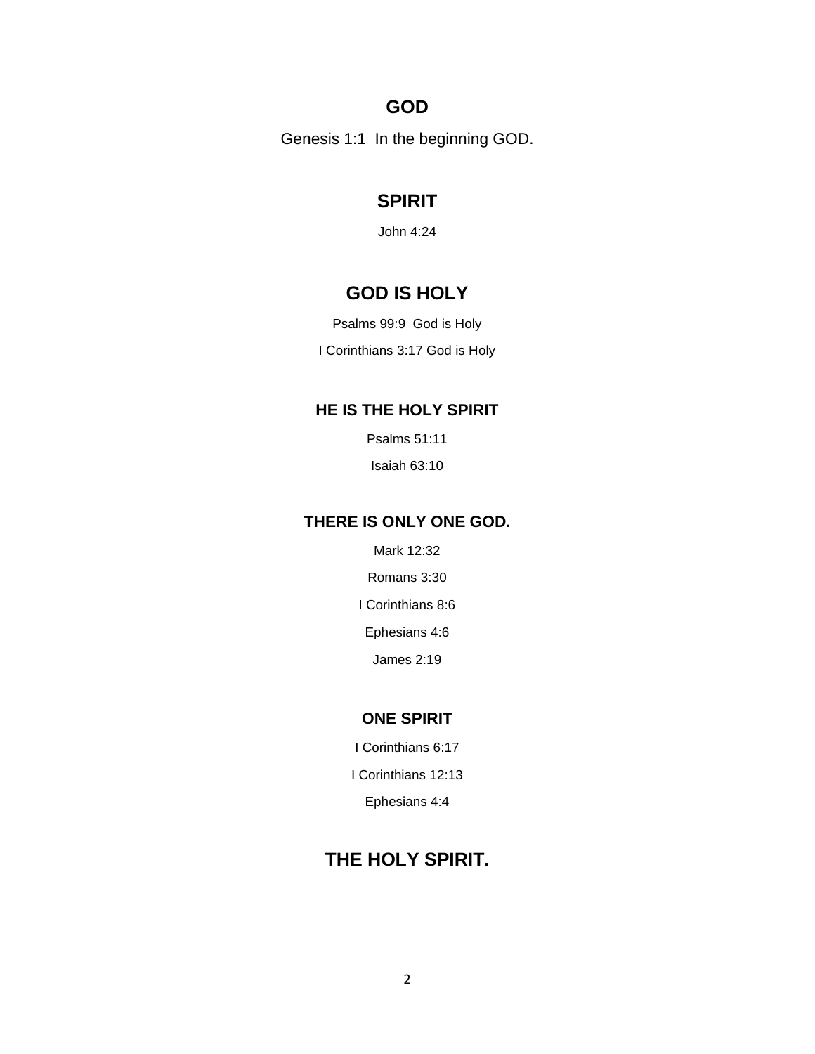## GOD

Genesis 1:1  In the beginning GOD.

## SPIRIT

John 4:24

## GOD IS HOLY

Psalms 99:9  God is Holy

I Corinthians 3:17 God is Holy

### HE IS THE HOLY SPIRIT

Psalms 51:11

Isaiah 63:10

### THERE IS ONLY ONE GOD.

Mark 12:32

Romans 3:30

I Corinthians 8:6

Ephesians 4:6

James 2:19

### ONE SPIRIT

I Corinthians 6:17

I Corinthians 12:13

Ephesians 4:4

## THE HOLY SPIRIT.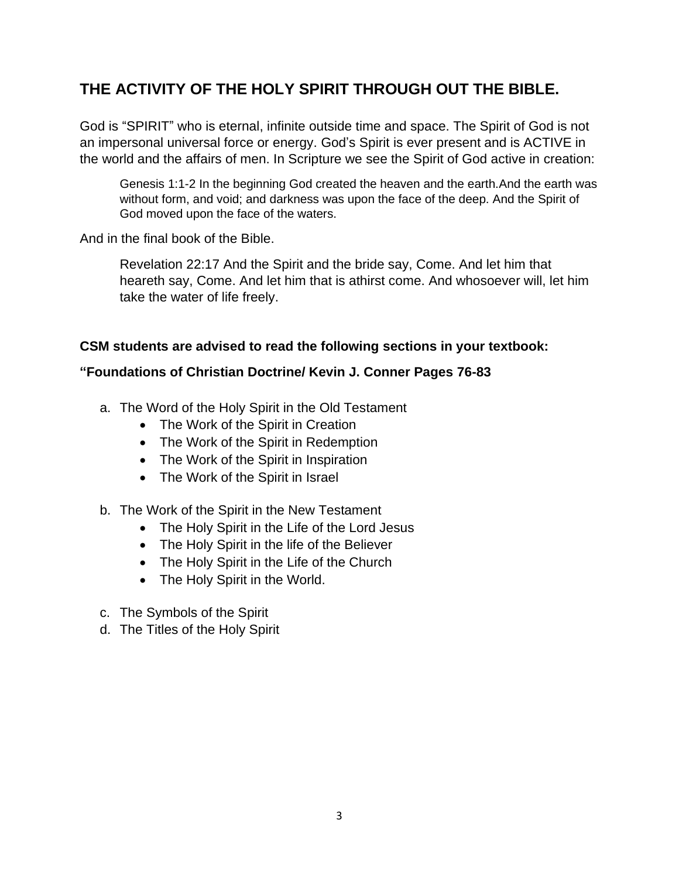## THE ACTIVITY OF THE HOLY SPIRIT THROUGH OUT THE BIBLE.

God is “SPIRIT” who is eternal, infinite outside time and space. The Spirit of God is not an impersonal universal force or energy. God’s Spirit is ever present and is ACTIVE in the world and the affairs of men. In Scripture we see the Spirit of God active in creation:

> Genesis 1:1-2 In the beginning God created the heaven and the earth.And the earth was without form, and void; and darkness was upon the face of the deep. And the Spirit of God moved upon the face of the waters.

And in the final book of the Bible.

> Revelation 22:17 And the Spirit and the bride say, Come. And let him that heareth say, Come. And let him that is athirst come. And whosoever will, let him take the water of life freely.

**CSM students are advised to read the following sections in your textbook:**

**“Foundations of Christian Doctrine/ Kevin J. Conner Pages 76-83**

a. The Word of the Holy Spirit in the Old Testament
   - The Work of the Spirit in Creation
   - The Work of the Spirit in Redemption
   - The Work of the Spirit in Inspiration
   - The Work of the Spirit in Israel

b. The Work of the Spirit in the New Testament
   - The Holy Spirit in the Life of the Lord Jesus
   - The Holy Spirit in the life of the Believer
   - The Holy Spirit in the Life of the Church
   - The Holy Spirit in the World.

c. The Symbols of the Spirit
d. The Titles of the Holy Spirit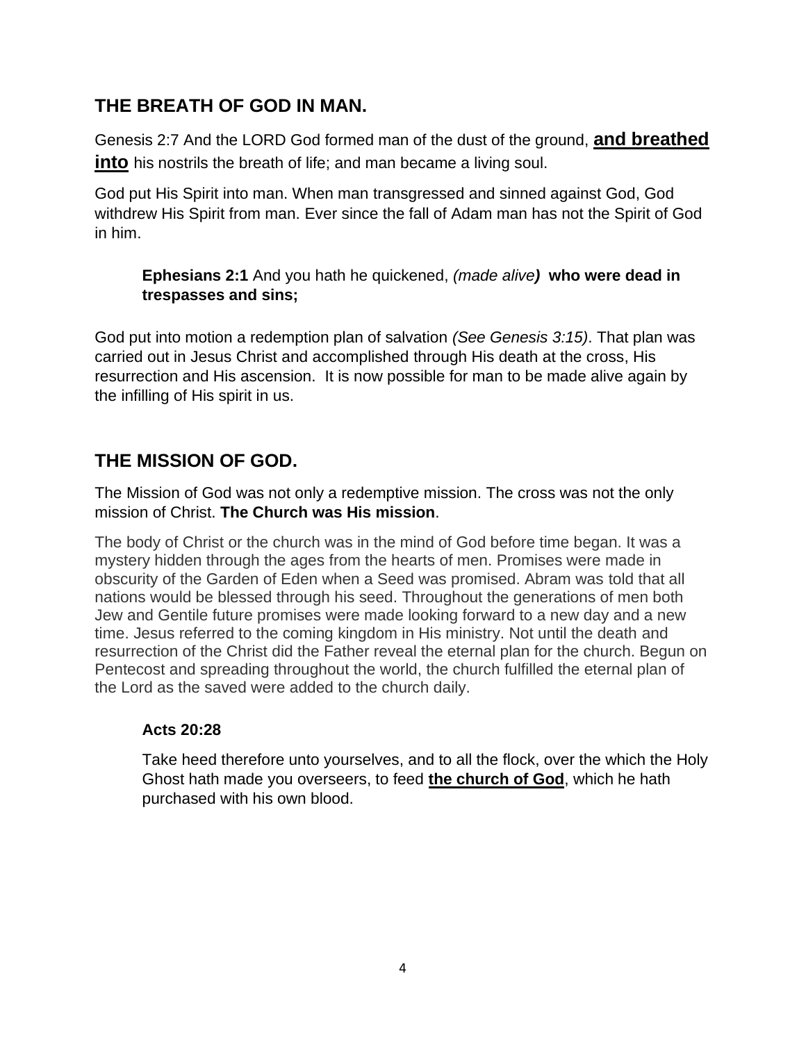## THE BREATH OF GOD IN MAN.

Genesis 2:7 And the LORD God formed man of the dust of the ground, **<u>and breathed into</u>** his nostrils the breath of life; and man became a living soul.

God put His Spirit into man. When man transgressed and sinned against God, God withdrew His Spirit from man. Ever since the fall of Adam man has not the Spirit of God in him.

> **Ephesians 2:1** And you hath he quickened, *(made alive)* **who were dead in trespasses and sins;**

God put into motion a redemption plan of salvation *(See Genesis 3:15)*. That plan was carried out in Jesus Christ and accomplished through His death at the cross, His resurrection and His ascension. It is now possible for man to be made alive again by the infilling of His spirit in us.

## THE MISSION OF GOD.

The Mission of God was not only a redemptive mission. The cross was not the only mission of Christ. **The Church was His mission**.

The body of Christ or the church was in the mind of God before time began. It was a mystery hidden through the ages from the hearts of men. Promises were made in obscurity of the Garden of Eden when a Seed was promised. Abram was told that all nations would be blessed through his seed. Throughout the generations of men both Jew and Gentile future promises were made looking forward to a new day and a new time. Jesus referred to the coming kingdom in His ministry. Not until the death and resurrection of the Christ did the Father reveal the eternal plan for the church. Begun on Pentecost and spreading throughout the world, the church fulfilled the eternal plan of the Lord as the saved were added to the church daily.

> **Acts 20:28**
>
> Take heed therefore unto yourselves, and to all the flock, over the which the Holy Ghost hath made you overseers, to feed **<u>the church of God</u>**, which he hath purchased with his own blood.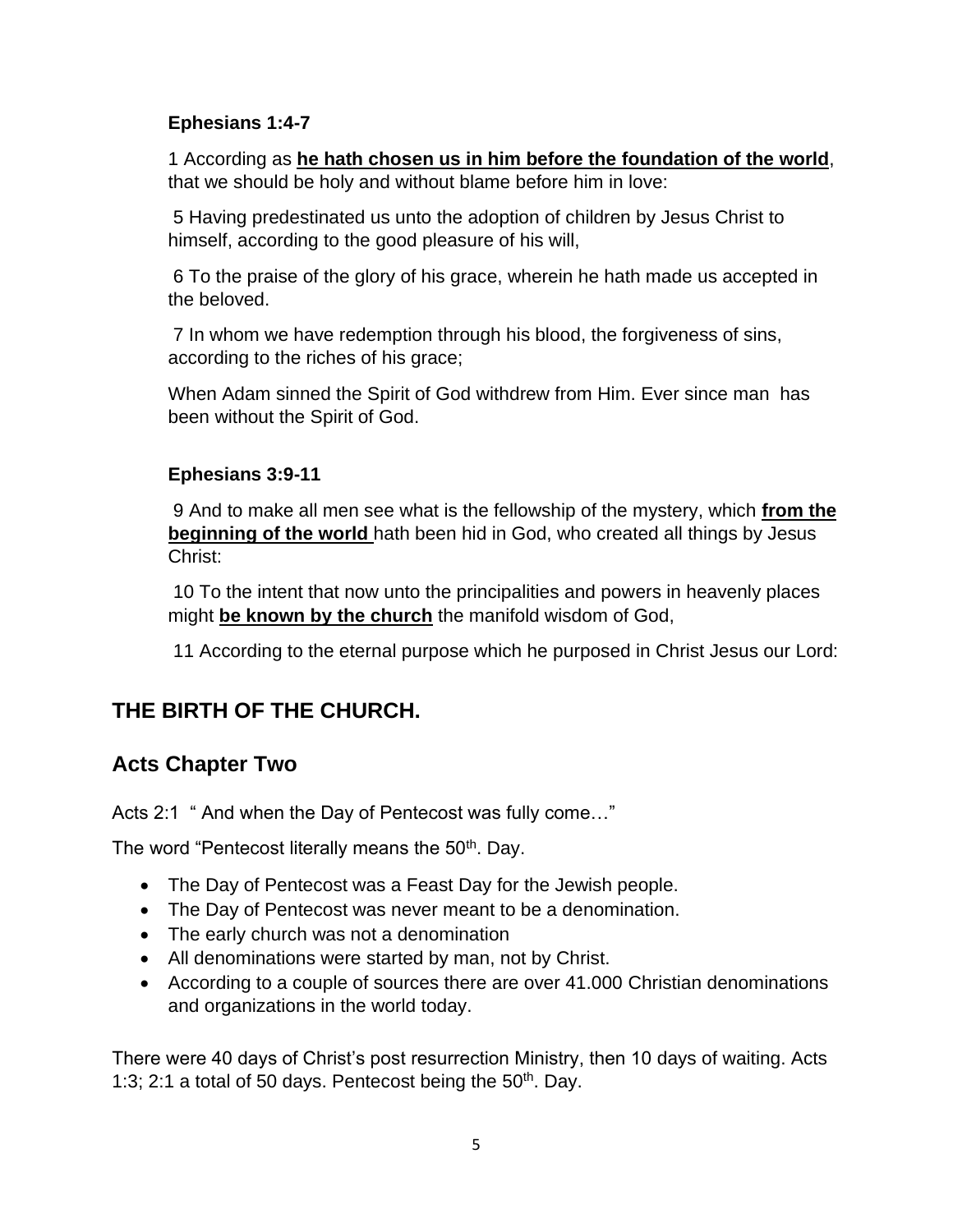**Ephesians 1:4-7**

1 According as **he hath chosen us in him before the foundation of the world**, that we should be holy and without blame before him in love:

5 Having predestinated us unto the adoption of children by Jesus Christ to himself, according to the good pleasure of his will,

6 To the praise of the glory of his grace, wherein he hath made us accepted in the beloved.

7 In whom we have redemption through his blood, the forgiveness of sins, according to the riches of his grace;

When Adam sinned the Spirit of God withdrew from Him. Ever since man has been without the Spirit of God.

**Ephesians 3:9-11**

9 And to make all men see what is the fellowship of the mystery, which **from the beginning of the world** hath been hid in God, who created all things by Jesus Christ:

10 To the intent that now unto the principalities and powers in heavenly places might **be known by the church** the manifold wisdom of God,

11 According to the eternal purpose which he purposed in Christ Jesus our Lord:

## THE BIRTH OF THE CHURCH.

## Acts Chapter Two

Acts 2:1 " And when the Day of Pentecost was fully come…"

The word "Pentecost literally means the 50th. Day.

- The Day of Pentecost was a Feast Day for the Jewish people.
- The Day of Pentecost was never meant to be a denomination.
- The early church was not a denomination
- All denominations were started by man, not by Christ.
- According to a couple of sources there are over 41.000 Christian denominations and organizations in the world today.

There were 40 days of Christ's post resurrection Ministry, then 10 days of waiting. Acts 1:3; 2:1 a total of 50 days. Pentecost being the 50th. Day.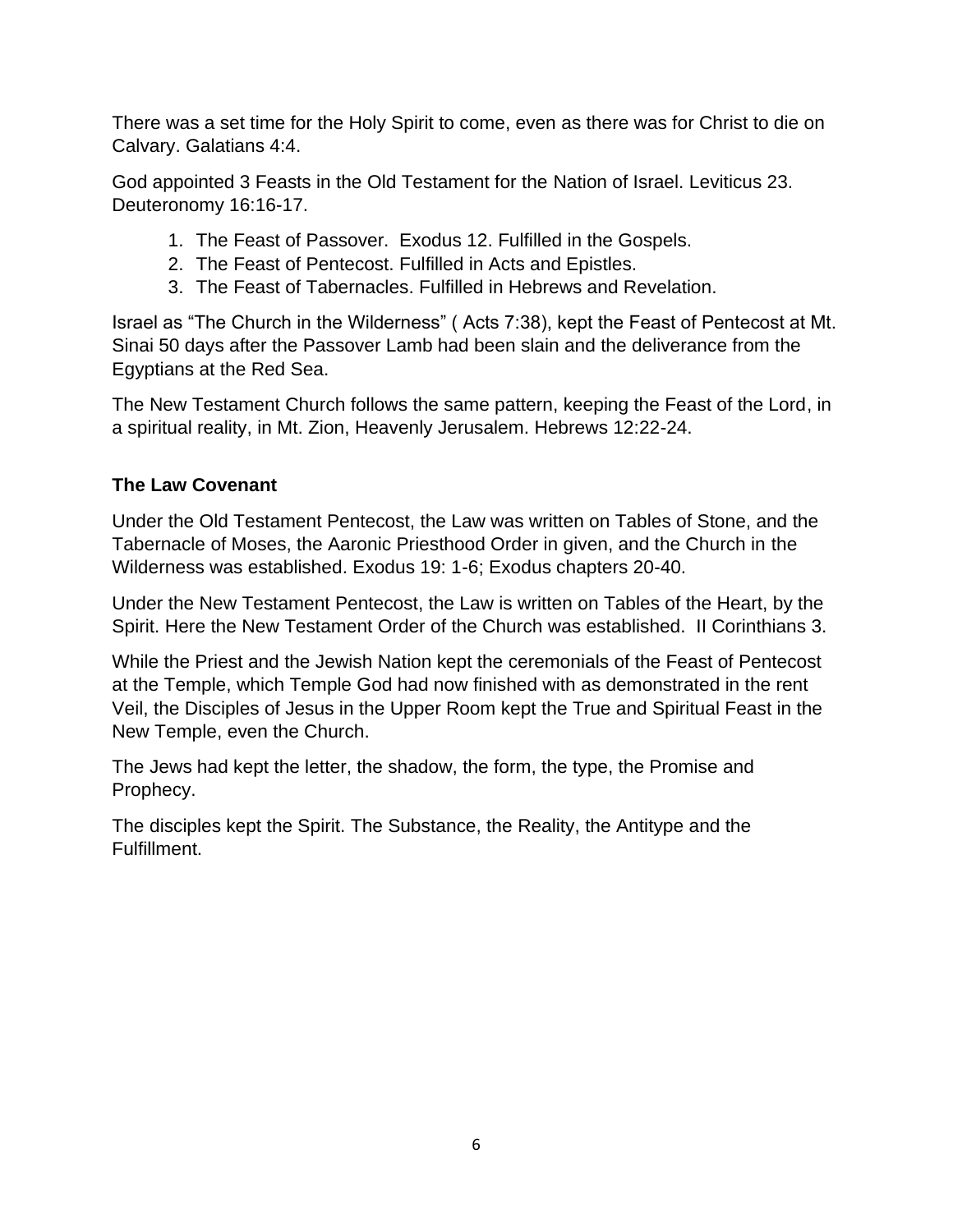There was a set time for the Holy Spirit to come, even as there was for Christ to die on Calvary. Galatians 4:4.

God appointed 3 Feasts in the Old Testament for the Nation of Israel. Leviticus 23. Deuteronomy 16:16-17.

1. The Feast of Passover. Exodus 12. Fulfilled in the Gospels.
2. The Feast of Pentecost. Fulfilled in Acts and Epistles.
3. The Feast of Tabernacles. Fulfilled in Hebrews and Revelation.

Israel as "The Church in the Wilderness" ( Acts 7:38), kept the Feast of Pentecost at Mt. Sinai 50 days after the Passover Lamb had been slain and the deliverance from the Egyptians at the Red Sea.

The New Testament Church follows the same pattern, keeping the Feast of the Lord, in a spiritual reality, in Mt. Zion, Heavenly Jerusalem. Hebrews 12:22-24.

**The Law Covenant**

Under the Old Testament Pentecost, the Law was written on Tables of Stone, and the Tabernacle of Moses, the Aaronic Priesthood Order in given, and the Church in the Wilderness was established. Exodus 19: 1-6; Exodus chapters 20-40.

Under the New Testament Pentecost, the Law is written on Tables of the Heart, by the Spirit. Here the New Testament Order of the Church was established. II Corinthians 3.

While the Priest and the Jewish Nation kept the ceremonials of the Feast of Pentecost at the Temple, which Temple God had now finished with as demonstrated in the rent Veil, the Disciples of Jesus in the Upper Room kept the True and Spiritual Feast in the New Temple, even the Church.

The Jews had kept the letter, the shadow, the form, the type, the Promise and Prophecy.

The disciples kept the Spirit. The Substance, the Reality, the Antitype and the Fulfillment.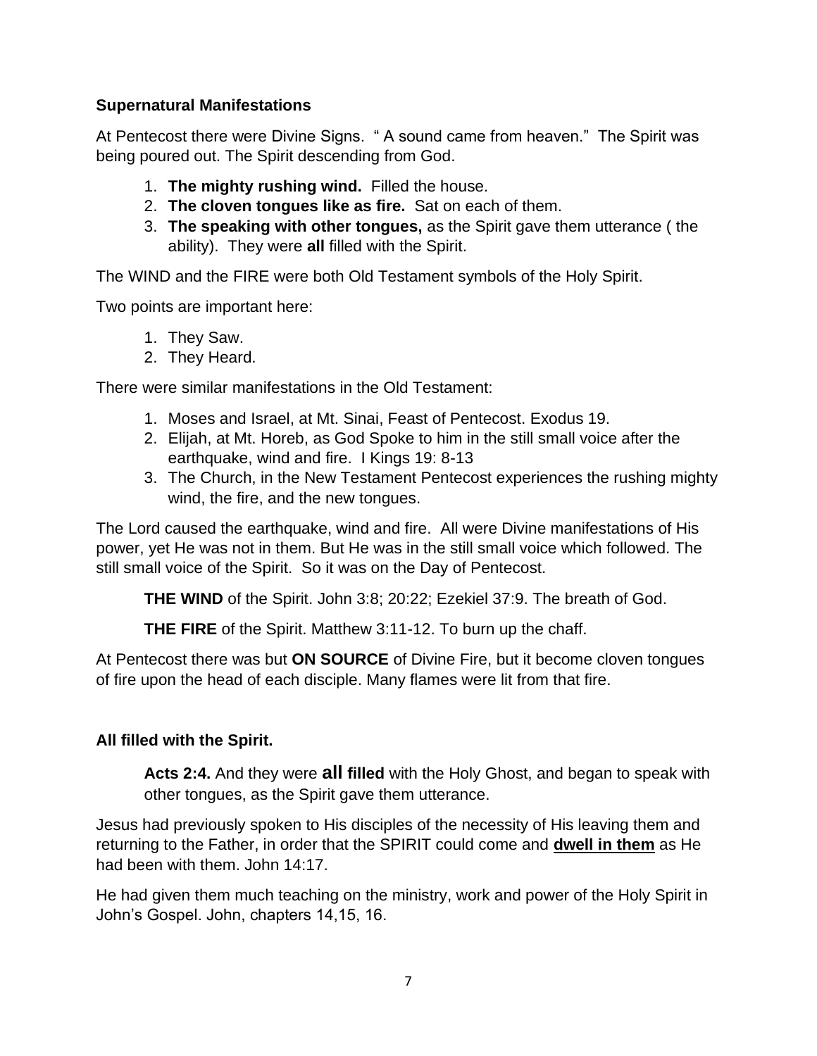**Supernatural Manifestations**

At Pentecost there were Divine Signs. " A sound came from heaven." The Spirit was being poured out. The Spirit descending from God.

1. **The mighty rushing wind.** Filled the house.
2. **The cloven tongues like as fire.** Sat on each of them.
3. **The speaking with other tongues,** as the Spirit gave them utterance ( the ability). They were **all** filled with the Spirit.

The WIND and the FIRE were both Old Testament symbols of the Holy Spirit.

Two points are important here:

1. They Saw.
2. They Heard.

There were similar manifestations in the Old Testament:

1. Moses and Israel, at Mt. Sinai, Feast of Pentecost. Exodus 19.
2. Elijah, at Mt. Horeb, as God Spoke to him in the still small voice after the earthquake, wind and fire. I Kings 19: 8-13
3. The Church, in the New Testament Pentecost experiences the rushing mighty wind, the fire, and the new tongues.

The Lord caused the earthquake, wind and fire. All were Divine manifestations of His power, yet He was not in them. But He was in the still small voice which followed. The still small voice of the Spirit. So it was on the Day of Pentecost.

> **THE WIND** of the Spirit. John 3:8; 20:22; Ezekiel 37:9. The breath of God.
>
> **THE FIRE** of the Spirit. Matthew 3:11-12. To burn up the chaff.

At Pentecost there was but **ON SOURCE** of Divine Fire, but it become cloven tongues of fire upon the head of each disciple. Many flames were lit from that fire.

**All filled with the Spirit.**

> **Acts 2:4.** And they were **all filled** with the Holy Ghost, and began to speak with other tongues, as the Spirit gave them utterance.

Jesus had previously spoken to His disciples of the necessity of His leaving them and returning to the Father, in order that the SPIRIT could come and **dwell in them** as He had been with them. John 14:17.

He had given them much teaching on the ministry, work and power of the Holy Spirit in John's Gospel. John, chapters 14,15, 16.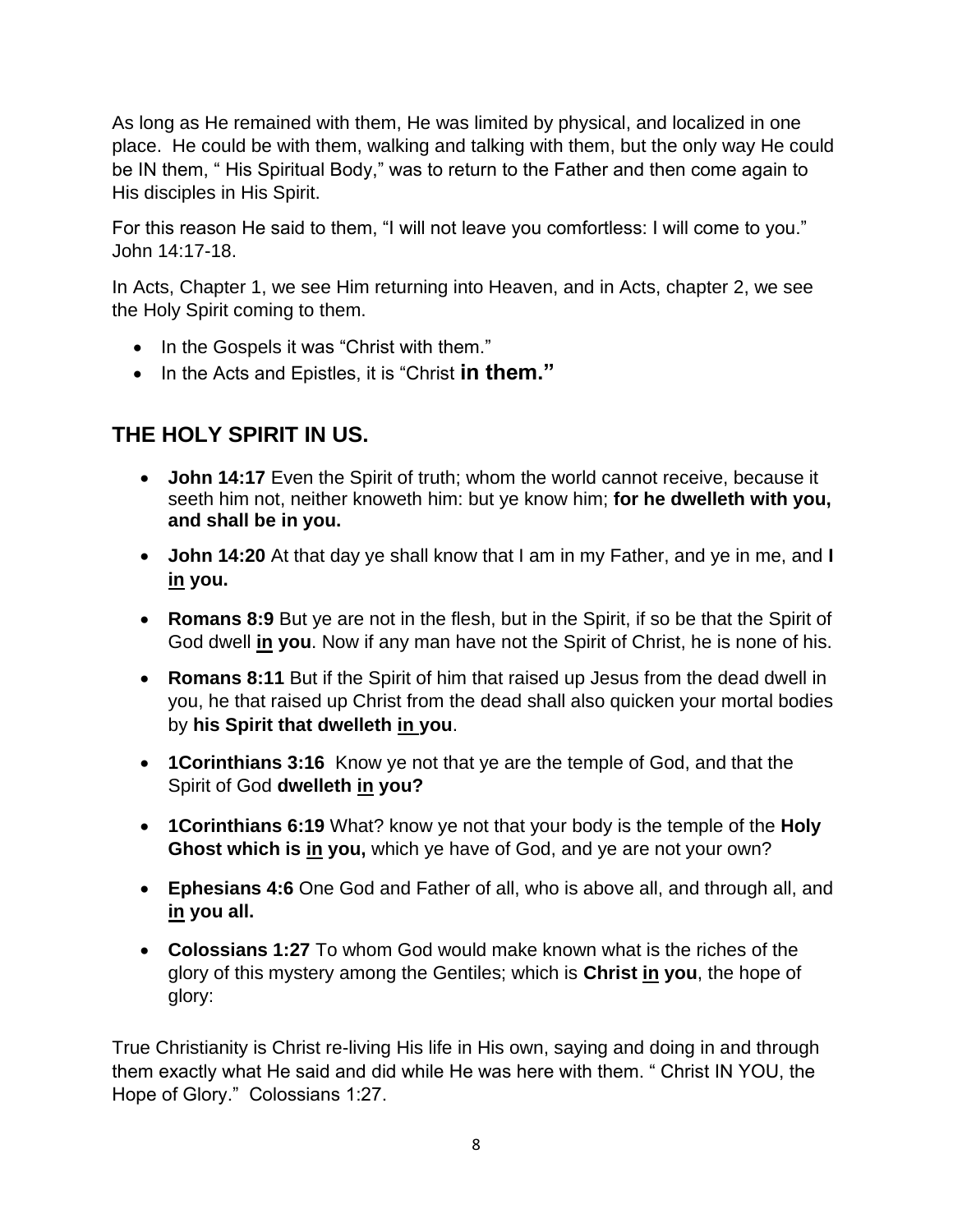As long as He remained with them, He was limited by physical, and localized in one place. He could be with them, walking and talking with them, but the only way He could be IN them, " His Spiritual Body," was to return to the Father and then come again to His disciples in His Spirit.

For this reason He said to them, "I will not leave you comfortless: I will come to you." John 14:17-18.

In Acts, Chapter 1, we see Him returning into Heaven, and in Acts, chapter 2, we see the Holy Spirit coming to them.

- In the Gospels it was "Christ with them."
- In the Acts and Epistles, it is "Christ **in them."**

## THE HOLY SPIRIT IN US.

- **John 14:17** Even the Spirit of truth; whom the world cannot receive, because it seeth him not, neither knoweth him: but ye know him; **for he dwelleth with you, and shall be in you.**
- **John 14:20** At that day ye shall know that I am in my Father, and ye in me, and **I <u>in</u> you.**
- **Romans 8:9** But ye are not in the flesh, but in the Spirit, if so be that the Spirit of God dwell **<u>in</u> you**. Now if any man have not the Spirit of Christ, he is none of his.
- **Romans 8:11** But if the Spirit of him that raised up Jesus from the dead dwell in you, he that raised up Christ from the dead shall also quicken your mortal bodies by **his Spirit that dwelleth <u>in</u> you**.
- **1Corinthians 3:16** Know ye not that ye are the temple of God, and that the Spirit of God **dwelleth <u>in</u> you?**
- **1Corinthians 6:19** What? know ye not that your body is the temple of the **Holy Ghost which is <u>in</u> you,** which ye have of God, and ye are not your own?
- **Ephesians 4:6** One God and Father of all, who is above all, and through all, and **<u>in</u> you all.**
- **Colossians 1:27** To whom God would make known what is the riches of the glory of this mystery among the Gentiles; which is **Christ <u>in</u> you**, the hope of glory:

True Christianity is Christ re-living His life in His own, saying and doing in and through them exactly what He said and did while He was here with them. " Christ IN YOU, the Hope of Glory." Colossians 1:27.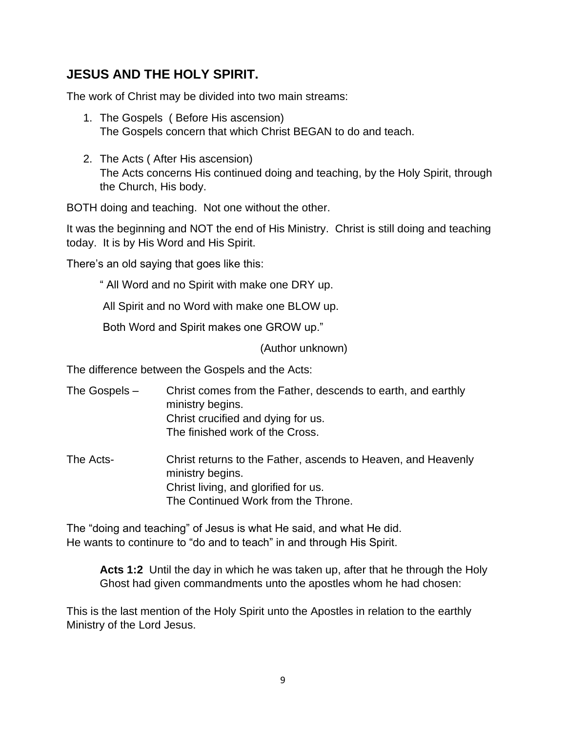## JESUS AND THE HOLY SPIRIT.

The work of Christ may be divided into two main streams:

1. The Gospels ( Before His ascension)
   The Gospels concern that which Christ BEGAN to do and teach.

2. The Acts ( After His ascension)
   The Acts concerns His continued doing and teaching, by the Holy Spirit, through the Church, His body.

BOTH doing and teaching. Not one without the other.

It was the beginning and NOT the end of His Ministry. Christ is still doing and teaching today. It is by His Word and His Spirit.

There's an old saying that goes like this:

> " All Word and no Spirit with make one DRY up.
>
> All Spirit and no Word with make one BLOW up.
>
> Both Word and Spirit makes one GROW up."
>
> (Author unknown)

The difference between the Gospels and the Acts:

The Gospels – Christ comes from the Father, descends to earth, and earthly ministry begins.
Christ crucified and dying for us.
The finished work of the Cross.

The Acts- Christ returns to the Father, ascends to Heaven, and Heavenly ministry begins.
Christ living, and glorified for us.
The Continued Work from the Throne.

The "doing and teaching" of Jesus is what He said, and what He did.
He wants to continure to "do and to teach" in and through His Spirit.

> **Acts 1:2** Until the day in which he was taken up, after that he through the Holy Ghost had given commandments unto the apostles whom he had chosen:

This is the last mention of the Holy Spirit unto the Apostles in relation to the earthly Ministry of the Lord Jesus.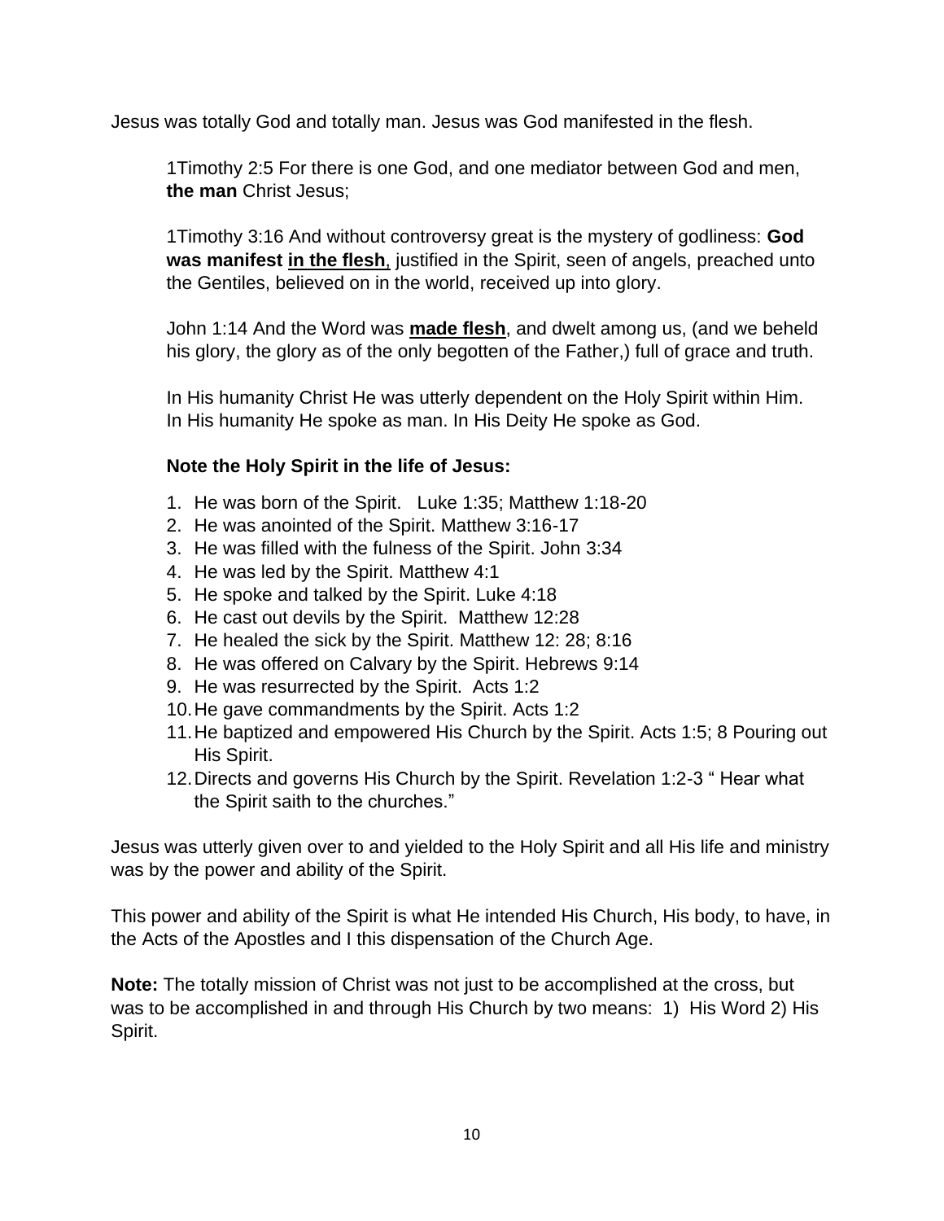Jesus was totally God and totally man. Jesus was God manifested in the flesh.

> 1Timothy 2:5 For there is one God, and one mediator between God and men, **the man** Christ Jesus;
>
> 1Timothy 3:16 And without controversy great is the mystery of godliness: **God was manifest <u>in the flesh</u>**, justified in the Spirit, seen of angels, preached unto the Gentiles, believed on in the world, received up into glory.
>
> John 1:14 And the Word was **<u>made flesh</u>**, and dwelt among us, (and we beheld his glory, the glory as of the only begotten of the Father,) full of grace and truth.
>
> In His humanity Christ He was utterly dependent on the Holy Spirit within Him. In His humanity He spoke as man. In His Deity He spoke as God.
>
> **Note the Holy Spirit in the life of Jesus:**
>
> 1. He was born of the Spirit. Luke 1:35; Matthew 1:18-20
> 2. He was anointed of the Spirit. Matthew 3:16-17
> 3. He was filled with the fulness of the Spirit. John 3:34
> 4. He was led by the Spirit. Matthew 4:1
> 5. He spoke and talked by the Spirit. Luke 4:18
> 6. He cast out devils by the Spirit. Matthew 12:28
> 7. He healed the sick by the Spirit. Matthew 12: 28; 8:16
> 8. He was offered on Calvary by the Spirit. Hebrews 9:14
> 9. He was resurrected by the Spirit. Acts 1:2
> 10. He gave commandments by the Spirit. Acts 1:2
> 11. He baptized and empowered His Church by the Spirit. Acts 1:5; 8 Pouring out His Spirit.
> 12. Directs and governs His Church by the Spirit. Revelation 1:2-3 " Hear what the Spirit saith to the churches."

Jesus was utterly given over to and yielded to the Holy Spirit and all His life and ministry was by the power and ability of the Spirit.

This power and ability of the Spirit is what He intended His Church, His body, to have, in the Acts of the Apostles and I this dispensation of the Church Age.

**Note:** The totally mission of Christ was not just to be accomplished at the cross, but was to be accomplished in and through His Church by two means: 1) His Word 2) His Spirit.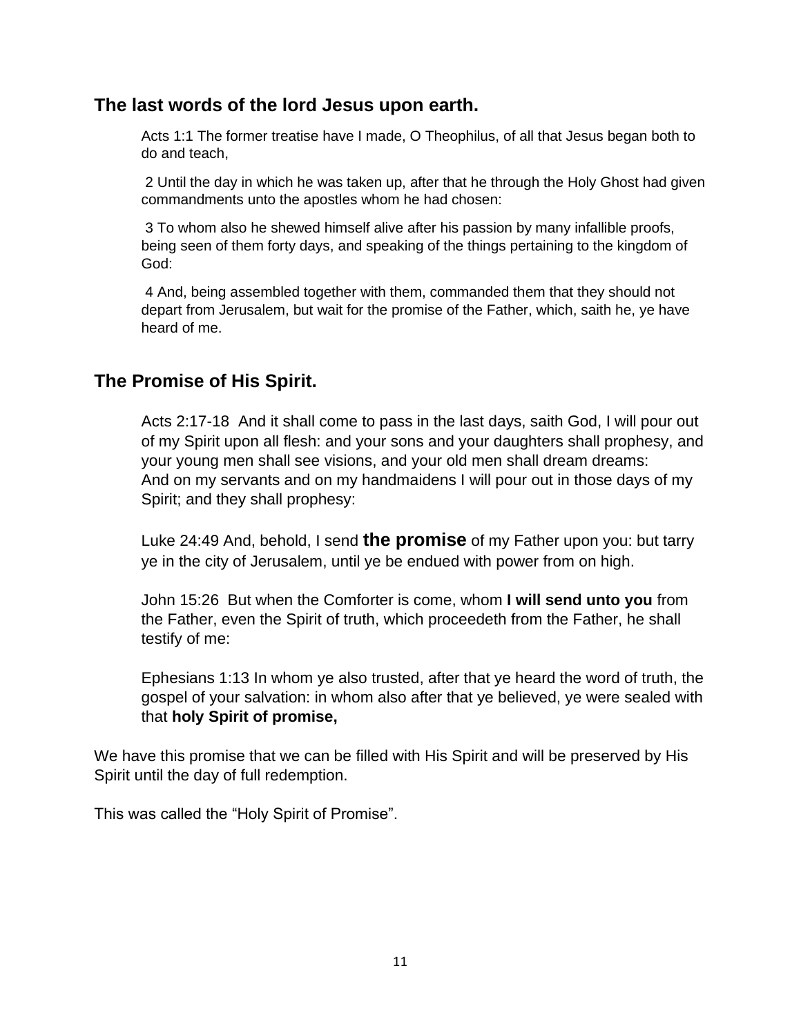## The last words of the lord Jesus upon earth.

Acts 1:1 The former treatise have I made, O Theophilus, of all that Jesus began both to do and teach,

2 Until the day in which he was taken up, after that he through the Holy Ghost had given commandments unto the apostles whom he had chosen:

3 To whom also he shewed himself alive after his passion by many infallible proofs, being seen of them forty days, and speaking of the things pertaining to the kingdom of God:

4 And, being assembled together with them, commanded them that they should not depart from Jerusalem, but wait for the promise of the Father, which, saith he, ye have heard of me.

## The Promise of His Spirit.

Acts 2:17-18 And it shall come to pass in the last days, saith God, I will pour out of my Spirit upon all flesh: and your sons and your daughters shall prophesy, and your young men shall see visions, and your old men shall dream dreams: And on my servants and on my handmaidens I will pour out in those days of my Spirit; and they shall prophesy:

Luke 24:49 And, behold, I send **the promise** of my Father upon you: but tarry ye in the city of Jerusalem, until ye be endued with power from on high.

John 15:26 But when the Comforter is come, whom **I will send unto you** from the Father, even the Spirit of truth, which proceedeth from the Father, he shall testify of me:

Ephesians 1:13 In whom ye also trusted, after that ye heard the word of truth, the gospel of your salvation: in whom also after that ye believed, ye were sealed with that **holy Spirit of promise,**

We have this promise that we can be filled with His Spirit and will be preserved by His Spirit until the day of full redemption.

This was called the "Holy Spirit of Promise".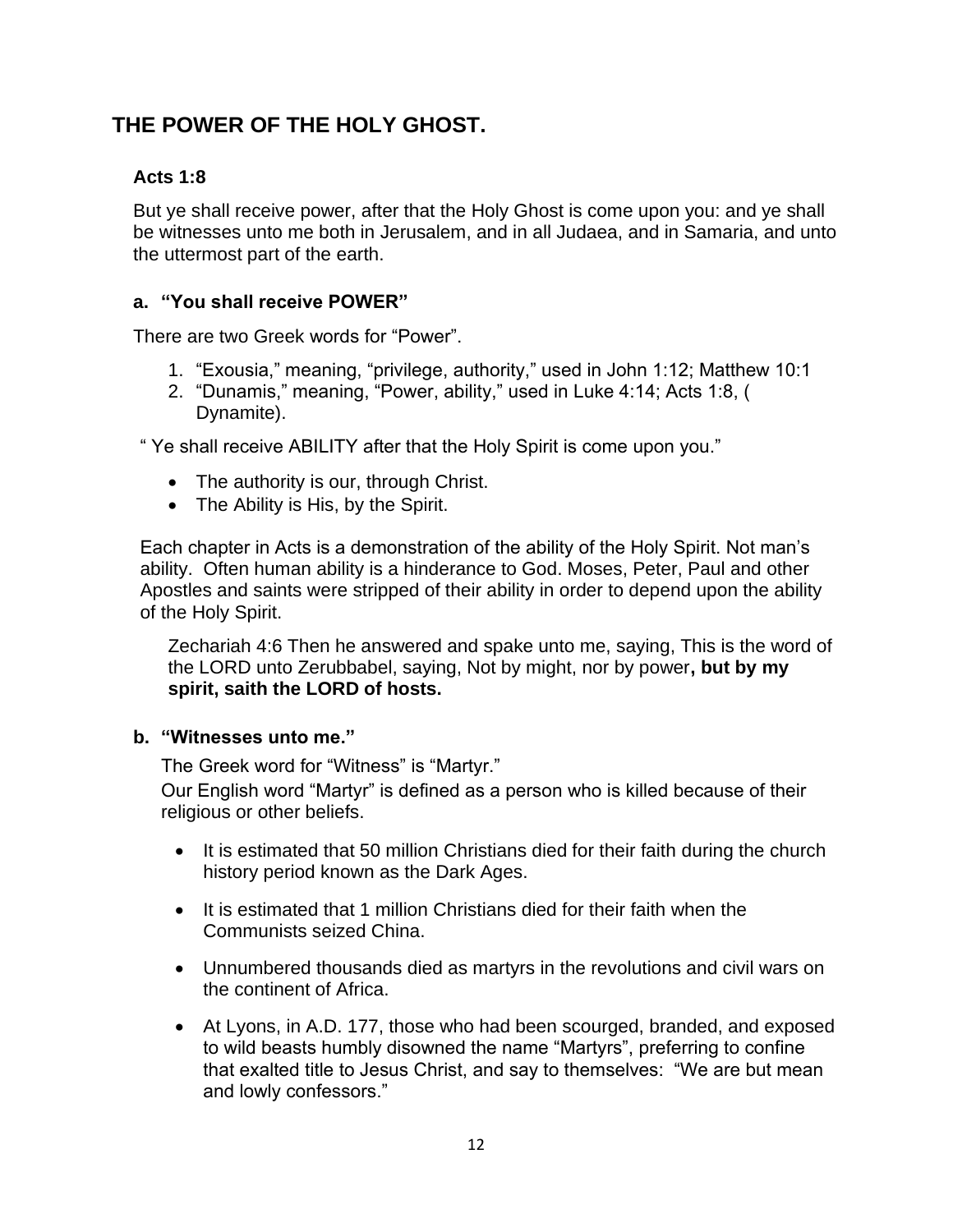# THE POWER OF THE HOLY GHOST.

### Acts 1:8

But ye shall receive power, after that the Holy Ghost is come upon you: and ye shall be witnesses unto me both in Jerusalem, and in all Judaea, and in Samaria, and unto the uttermost part of the earth.

### a. “You shall receive POWER”

There are two Greek words for “Power”.

1. “Exousia,” meaning, “privilege, authority,” used in John 1:12; Matthew 10:1
2. “Dunamis,” meaning, “Power, ability,” used in Luke 4:14; Acts 1:8, ( Dynamite).

“ Ye shall receive ABILITY after that the Holy Spirit is come upon you.”

- The authority is our, through Christ.
- The Ability is His, by the Spirit.

Each chapter in Acts is a demonstration of the ability of the Holy Spirit. Not man’s ability. Often human ability is a hinderance to God. Moses, Peter, Paul and other Apostles and saints were stripped of their ability in order to depend upon the ability of the Holy Spirit.

Zechariah 4:6 Then he answered and spake unto me, saying, This is the word of the LORD unto Zerubbabel, saying, Not by might, nor by power**, but by my spirit, saith the LORD of hosts.**

### b. “Witnesses unto me.”

The Greek word for “Witness” is “Martyr.”

Our English word “Martyr” is defined as a person who is killed because of their religious or other beliefs.

- It is estimated that 50 million Christians died for their faith during the church history period known as the Dark Ages.
- It is estimated that 1 million Christians died for their faith when the Communists seized China.
- Unnumbered thousands died as martyrs in the revolutions and civil wars on the continent of Africa.
- At Lyons, in A.D. 177, those who had been scourged, branded, and exposed to wild beasts humbly disowned the name “Martyrs”, preferring to confine that exalted title to Jesus Christ, and say to themselves: “We are but mean and lowly confessors.”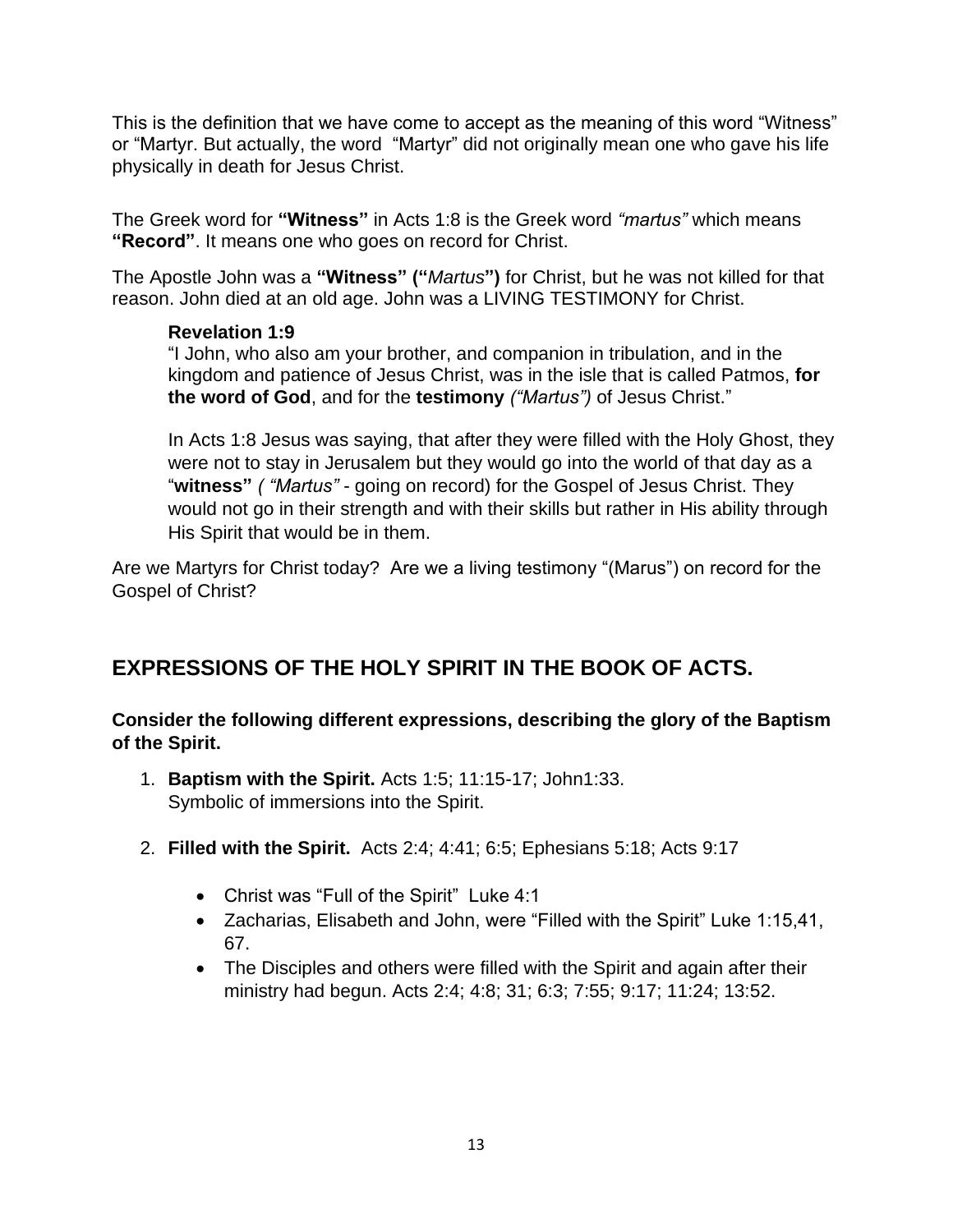This is the definition that we have come to accept as the meaning of this word "Witness" or "Martyr. But actually, the word "Martyr" did not originally mean one who gave his life physically in death for Jesus Christ.

The Greek word for **"Witness"** in Acts 1:8 is the Greek word *"martus"* which means **"Record"**. It means one who goes on record for Christ.

The Apostle John was a **"Witness" ("***Martus***")** for Christ, but he was not killed for that reason. John died at an old age. John was a LIVING TESTIMONY for Christ.

> **Revelation 1:9**
> "I John, who also am your brother, and companion in tribulation, and in the kingdom and patience of Jesus Christ, was in the isle that is called Patmos, **for the word of God**, and for the **testimony** *("Martus")* of Jesus Christ."
>
> In Acts 1:8 Jesus was saying, that after they were filled with the Holy Ghost, they were not to stay in Jerusalem but they would go into the world of that day as a "**witness"** *( "Martus"* - going on record) for the Gospel of Jesus Christ. They would not go in their strength and with their skills but rather in His ability through His Spirit that would be in them.

Are we Martyrs for Christ today? Are we a living testimony "(Marus") on record for the Gospel of Christ?

## EXPRESSIONS OF THE HOLY SPIRIT IN THE BOOK OF ACTS.

**Consider the following different expressions, describing the glory of the Baptism of the Spirit.**

1. **Baptism with the Spirit.** Acts 1:5; 11:15-17; John1:33.
   Symbolic of immersions into the Spirit.

2. **Filled with the Spirit.** Acts 2:4; 4:41; 6:5; Ephesians 5:18; Acts 9:17

   - Christ was "Full of the Spirit" Luke 4:1
   - Zacharias, Elisabeth and John, were "Filled with the Spirit" Luke 1:15,41, 67.
   - The Disciples and others were filled with the Spirit and again after their ministry had begun. Acts 2:4; 4:8; 31; 6:3; 7:55; 9:17; 11:24; 13:52.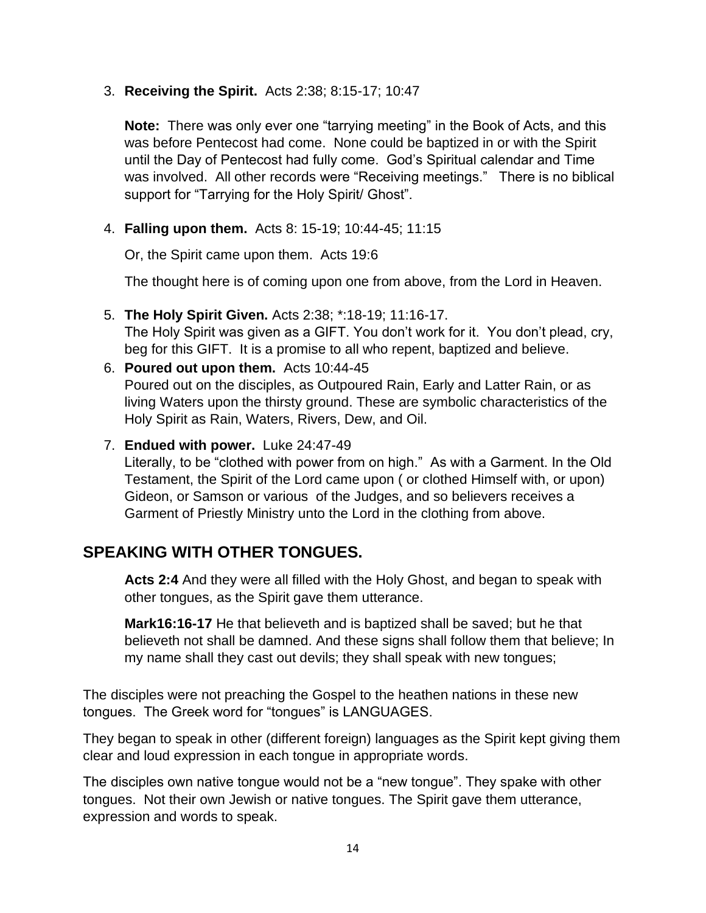3. **Receiving the Spirit.** Acts 2:38; 8:15-17; 10:47

   **Note:** There was only ever one "tarrying meeting" in the Book of Acts, and this was before Pentecost had come. None could be baptized in or with the Spirit until the Day of Pentecost had fully come. God's Spiritual calendar and Time was involved. All other records were "Receiving meetings." There is no biblical support for "Tarrying for the Holy Spirit/ Ghost".

4. **Falling upon them.** Acts 8: 15-19; 10:44-45; 11:15

   Or, the Spirit came upon them. Acts 19:6

   The thought here is of coming upon one from above, from the Lord in Heaven.

5. **The Holy Spirit Given.** Acts 2:38; *:18-19; 11:16-17.
   The Holy Spirit was given as a GIFT. You don't work for it. You don't plead, cry, beg for this GIFT. It is a promise to all who repent, baptized and believe.

6. **Poured out upon them.** Acts 10:44-45
   Poured out on the disciples, as Outpoured Rain, Early and Latter Rain, or as living Waters upon the thirsty ground. These are symbolic characteristics of the Holy Spirit as Rain, Waters, Rivers, Dew, and Oil.

7. **Endued with power.** Luke 24:47-49
   Literally, to be "clothed with power from on high." As with a Garment. In the Old Testament, the Spirit of the Lord came upon ( or clothed Himself with, or upon) Gideon, or Samson or various of the Judges, and so believers receives a Garment of Priestly Ministry unto the Lord in the clothing from above.

## SPEAKING WITH OTHER TONGUES.

**Acts 2:4** And they were all filled with the Holy Ghost, and began to speak with other tongues, as the Spirit gave them utterance.

**Mark16:16-17** He that believeth and is baptized shall be saved; but he that believeth not shall be damned. And these signs shall follow them that believe; In my name shall they cast out devils; they shall speak with new tongues;

The disciples were not preaching the Gospel to the heathen nations in these new tongues. The Greek word for "tongues" is LANGUAGES.

They began to speak in other (different foreign) languages as the Spirit kept giving them clear and loud expression in each tongue in appropriate words.

The disciples own native tongue would not be a "new tongue". They spake with other tongues. Not their own Jewish or native tongues. The Spirit gave them utterance, expression and words to speak.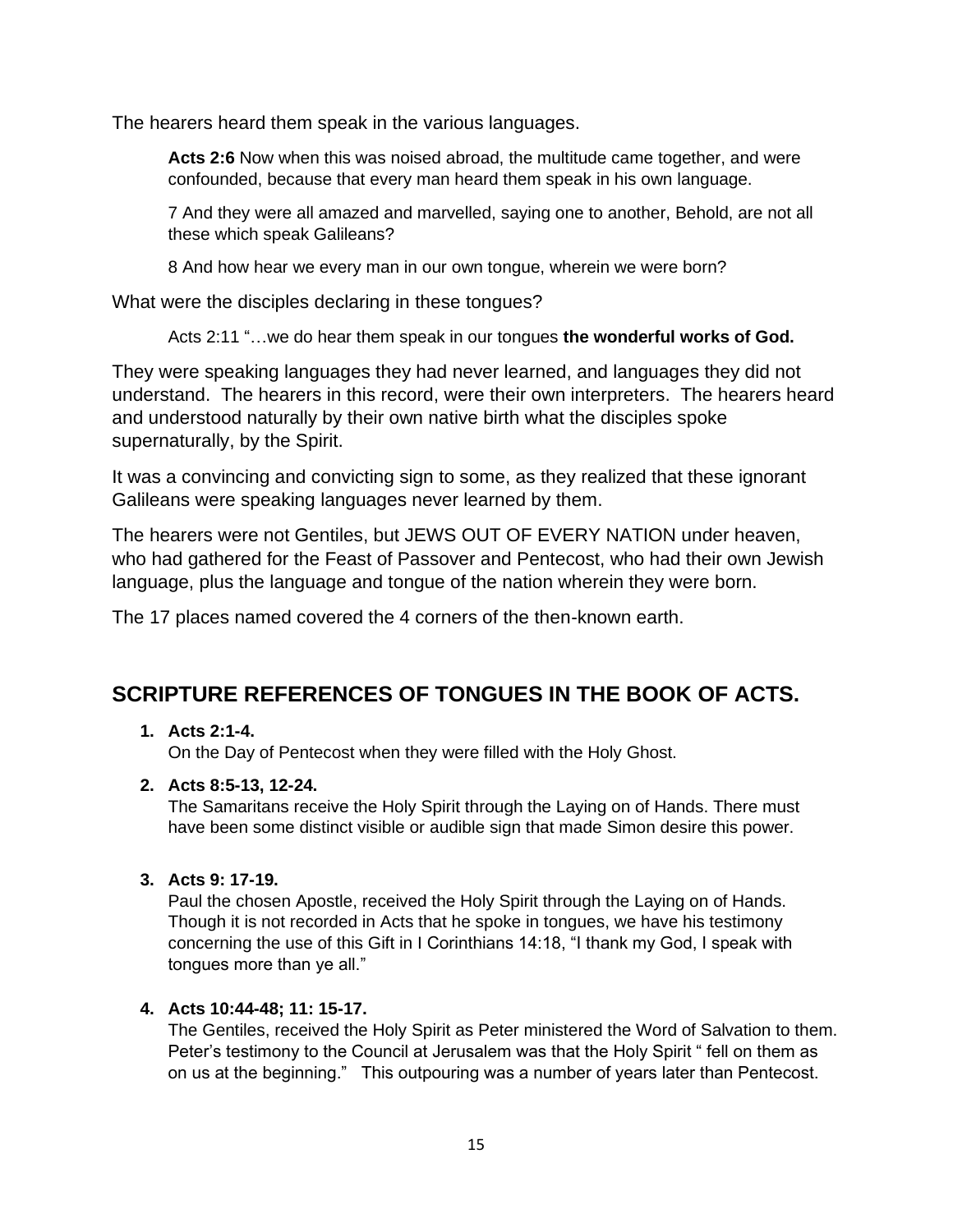The hearers heard them speak in the various languages.

> **Acts 2:6** Now when this was noised abroad, the multitude came together, and were confounded, because that every man heard them speak in his own language.
>
> 7 And they were all amazed and marvelled, saying one to another, Behold, are not all these which speak Galileans?
>
> 8 And how hear we every man in our own tongue, wherein we were born?

What were the disciples declaring in these tongues?

> Acts 2:11 "…we do hear them speak in our tongues **the wonderful works of God.**

They were speaking languages they had never learned, and languages they did not understand. The hearers in this record, were their own interpreters. The hearers heard and understood naturally by their own native birth what the disciples spoke supernaturally, by the Spirit.

It was a convincing and convicting sign to some, as they realized that these ignorant Galileans were speaking languages never learned by them.

The hearers were not Gentiles, but JEWS OUT OF EVERY NATION under heaven, who had gathered for the Feast of Passover and Pentecost, who had their own Jewish language, plus the language and tongue of the nation wherein they were born.

The 17 places named covered the 4 corners of the then-known earth.

## SCRIPTURE REFERENCES OF TONGUES IN THE BOOK OF ACTS.

1. **Acts 2:1-4.**
   On the Day of Pentecost when they were filled with the Holy Ghost.

2. **Acts 8:5-13, 12-24.**
   The Samaritans receive the Holy Spirit through the Laying on of Hands. There must have been some distinct visible or audible sign that made Simon desire this power.

3. **Acts 9: 17-19.**
   Paul the chosen Apostle, received the Holy Spirit through the Laying on of Hands. Though it is not recorded in Acts that he spoke in tongues, we have his testimony concerning the use of this Gift in I Corinthians 14:18, "I thank my God, I speak with tongues more than ye all."

4. **Acts 10:44-48; 11: 15-17.**
   The Gentiles, received the Holy Spirit as Peter ministered the Word of Salvation to them. Peter's testimony to the Council at Jerusalem was that the Holy Spirit " fell on them as on us at the beginning." This outpouring was a number of years later than Pentecost.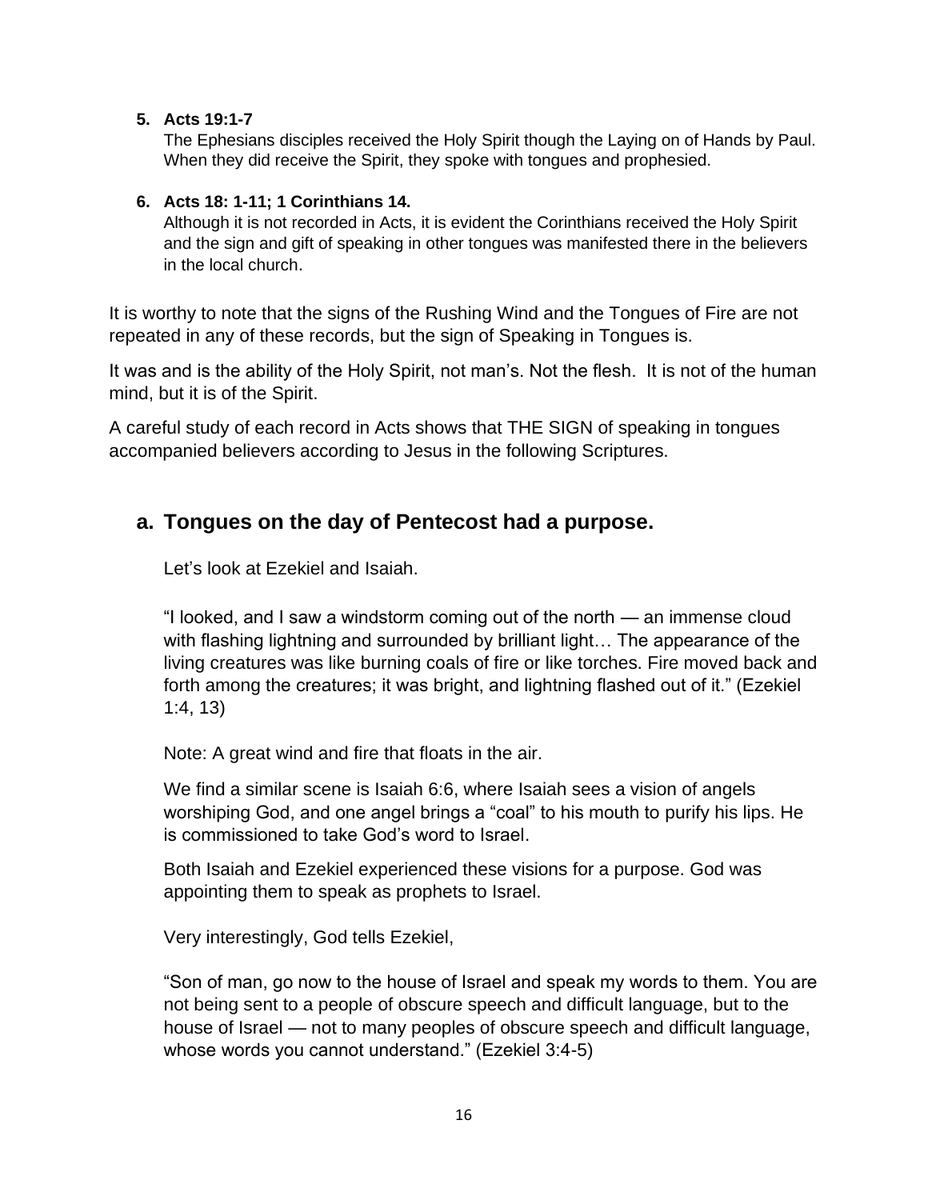5. **Acts 19:1-7**
   The Ephesians disciples received the Holy Spirit though the Laying on of Hands by Paul. When they did receive the Spirit, they spoke with tongues and prophesied.

6. **Acts 18: 1-11; 1 Corinthians 14.**
   Although it is not recorded in Acts, it is evident the Corinthians received the Holy Spirit and the sign and gift of speaking in other tongues was manifested there in the believers in the local church.

It is worthy to note that the signs of the Rushing Wind and the Tongues of Fire are not repeated in any of these records, but the sign of Speaking in Tongues is.

It was and is the ability of the Holy Spirit, not man's. Not the flesh. It is not of the human mind, but it is of the Spirit.

A careful study of each record in Acts shows that THE SIGN of speaking in tongues accompanied believers according to Jesus in the following Scriptures.

## a. Tongues on the day of Pentecost had a purpose.

Let's look at Ezekiel and Isaiah.

"I looked, and I saw a windstorm coming out of the north — an immense cloud with flashing lightning and surrounded by brilliant light… The appearance of the living creatures was like burning coals of fire or like torches. Fire moved back and forth among the creatures; it was bright, and lightning flashed out of it." (Ezekiel 1:4, 13)

Note: A great wind and fire that floats in the air.

We find a similar scene is Isaiah 6:6, where Isaiah sees a vision of angels worshiping God, and one angel brings a "coal" to his mouth to purify his lips. He is commissioned to take God's word to Israel.

Both Isaiah and Ezekiel experienced these visions for a purpose. God was appointing them to speak as prophets to Israel.

Very interestingly, God tells Ezekiel,

"Son of man, go now to the house of Israel and speak my words to them. You are not being sent to a people of obscure speech and difficult language, but to the house of Israel — not to many peoples of obscure speech and difficult language, whose words you cannot understand." (Ezekiel 3:4-5)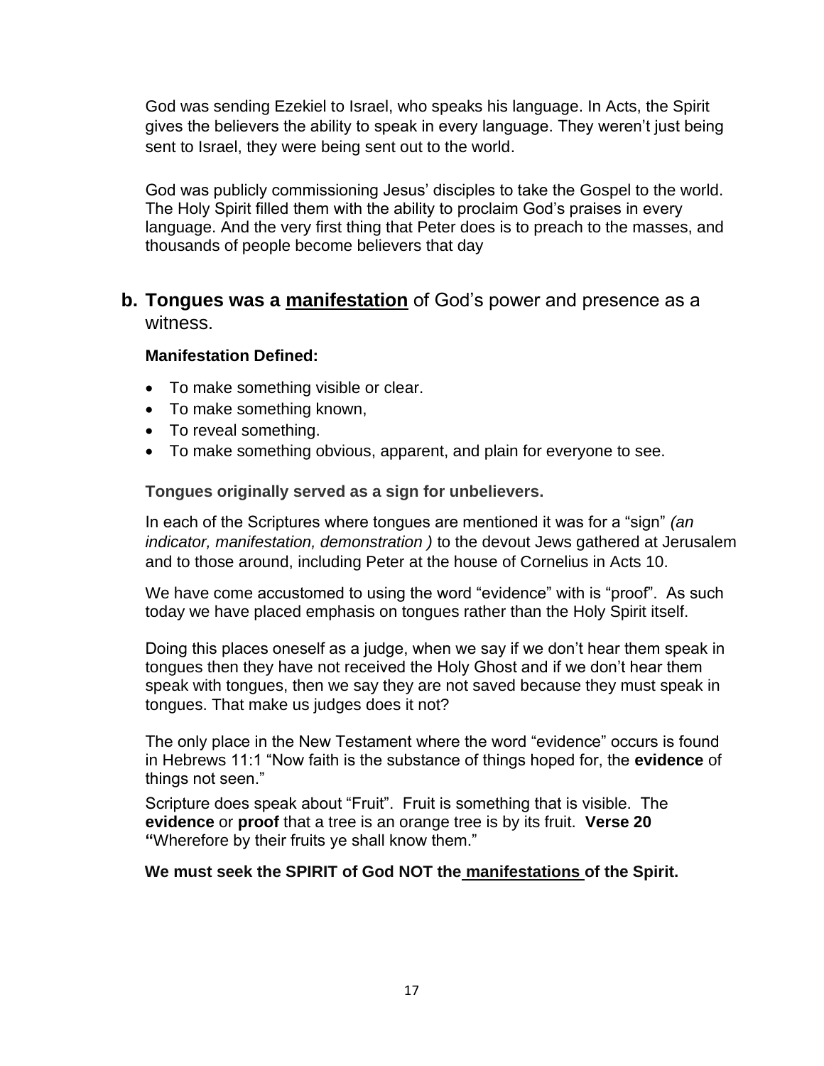God was sending Ezekiel to Israel, who speaks his language. In Acts, the Spirit gives the believers the ability to speak in every language. They weren't just being sent to Israel, they were being sent out to the world.

God was publicly commissioning Jesus' disciples to take the Gospel to the world. The Holy Spirit filled them with the ability to proclaim God's praises in every language. And the very first thing that Peter does is to preach to the masses, and thousands of people become believers that day

## b. Tongues was a <u>manifestation</u> of God's power and presence as a witness.

**Manifestation Defined:**

- To make something visible or clear.
- To make something known,
- To reveal something.
- To make something obvious, apparent, and plain for everyone to see.

**Tongues originally served as a sign for unbelievers.**

In each of the Scriptures where tongues are mentioned it was for a "sign" *(an indicator, manifestation, demonstration )* to the devout Jews gathered at Jerusalem and to those around, including Peter at the house of Cornelius in Acts 10.

We have come accustomed to using the word "evidence" with is "proof". As such today we have placed emphasis on tongues rather than the Holy Spirit itself.

Doing this places oneself as a judge, when we say if we don't hear them speak in tongues then they have not received the Holy Ghost and if we don't hear them speak with tongues, then we say they are not saved because they must speak in tongues. That make us judges does it not?

The only place in the New Testament where the word "evidence" occurs is found in Hebrews 11:1 "Now faith is the substance of things hoped for, the **evidence** of things not seen."

Scripture does speak about "Fruit". Fruit is something that is visible. The **evidence** or **proof** that a tree is an orange tree is by its fruit. **Verse 20 "**Wherefore by their fruits ye shall know them."

**We must seek the SPIRIT of God NOT the <u>manifestations</u> of the Spirit.**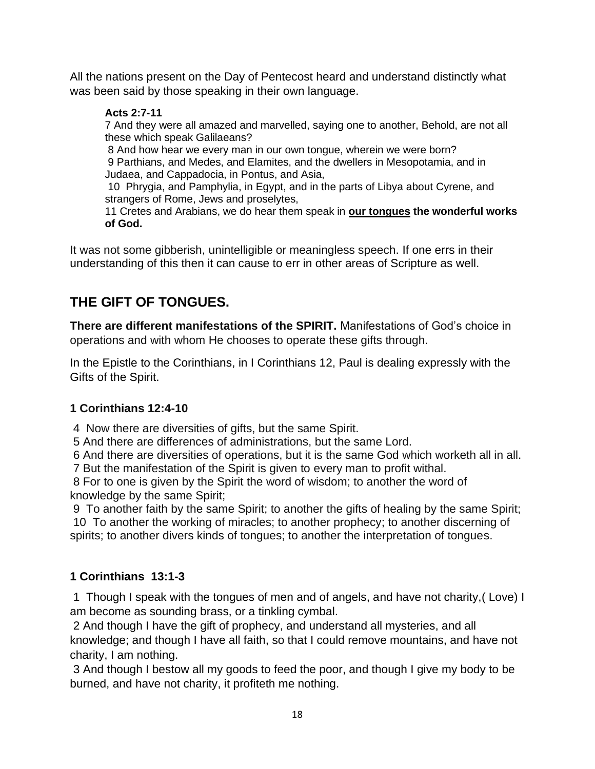All the nations present on the Day of Pentecost heard and understand distinctly what was been said by those speaking in their own language.

> **Acts 2:7-11**
> 7 And they were all amazed and marvelled, saying one to another, Behold, are not all these which speak Galilaeans?
> 8 And how hear we every man in our own tongue, wherein we were born?
> 9 Parthians, and Medes, and Elamites, and the dwellers in Mesopotamia, and in Judaea, and Cappadocia, in Pontus, and Asia,
> 10 Phrygia, and Pamphylia, in Egypt, and in the parts of Libya about Cyrene, and strangers of Rome, Jews and proselytes,
> 11 Cretes and Arabians, we do hear them speak in <u>**our tongues**</u> **the wonderful works of God.**

It was not some gibberish, unintelligible or meaningless speech. If one errs in their understanding of this then it can cause to err in other areas of Scripture as well.

## THE GIFT OF TONGUES.

**There are different manifestations of the SPIRIT.** Manifestations of God's choice in operations and with whom He chooses to operate these gifts through.

In the Epistle to the Corinthians, in I Corinthians 12, Paul is dealing expressly with the Gifts of the Spirit.

### 1 Corinthians 12:4-10

4 Now there are diversities of gifts, but the same Spirit.
5 And there are differences of administrations, but the same Lord.
6 And there are diversities of operations, but it is the same God which worketh all in all.
7 But the manifestation of the Spirit is given to every man to profit withal.
8 For to one is given by the Spirit the word of wisdom; to another the word of knowledge by the same Spirit;
9 To another faith by the same Spirit; to another the gifts of healing by the same Spirit;
10 To another the working of miracles; to another prophecy; to another discerning of spirits; to another divers kinds of tongues; to another the interpretation of tongues.

### 1 Corinthians 13:1-3

1 Though I speak with the tongues of men and of angels, and have not charity,( Love) I am become as sounding brass, or a tinkling cymbal.
2 And though I have the gift of prophecy, and understand all mysteries, and all knowledge; and though I have all faith, so that I could remove mountains, and have not charity, I am nothing.
3 And though I bestow all my goods to feed the poor, and though I give my body to be burned, and have not charity, it profiteth me nothing.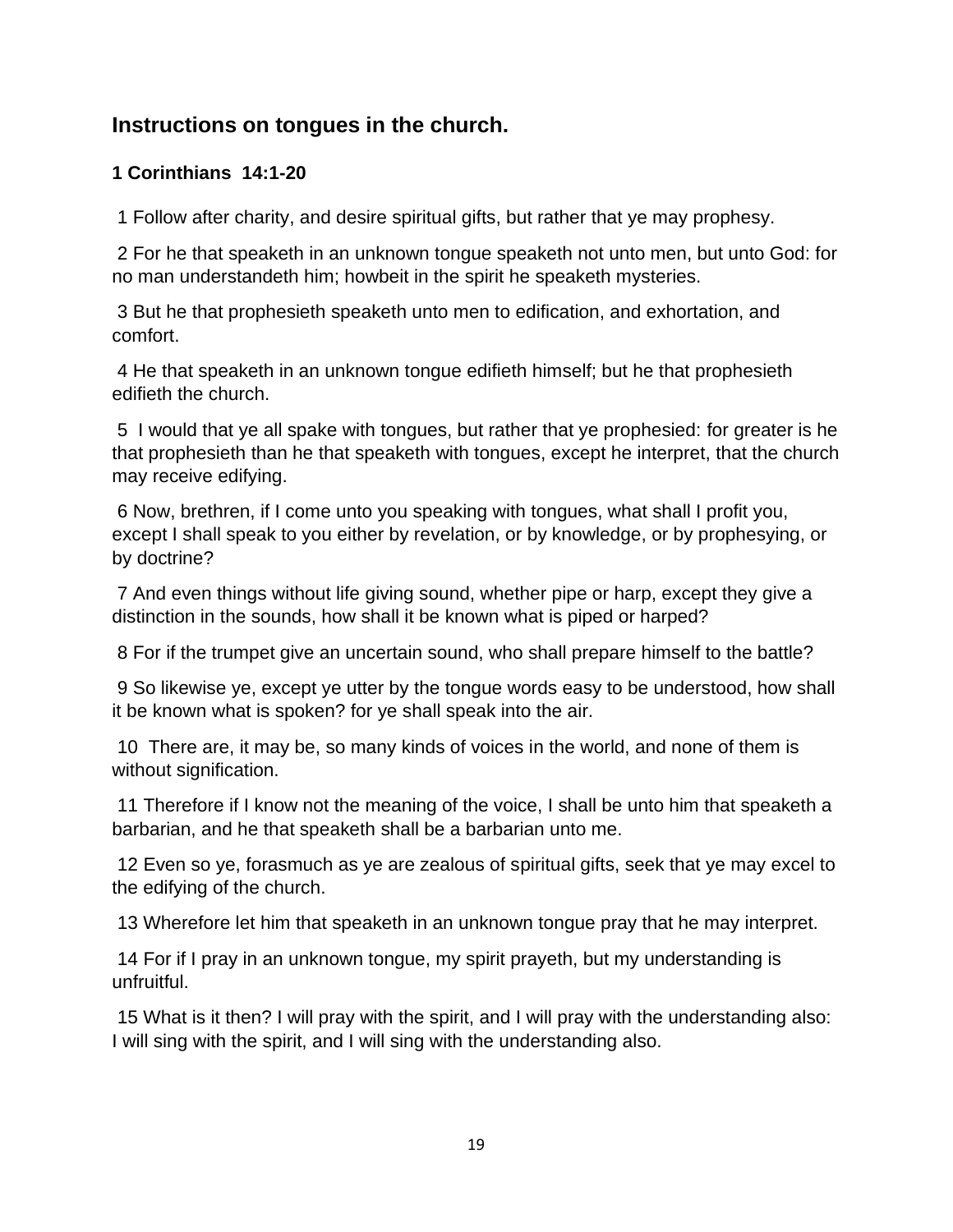## Instructions on tongues in the church.

### 1 Corinthians 14:1-20

1 Follow after charity, and desire spiritual gifts, but rather that ye may prophesy.

2 For he that speaketh in an unknown tongue speaketh not unto men, but unto God: for no man understandeth him; howbeit in the spirit he speaketh mysteries.

3 But he that prophesieth speaketh unto men to edification, and exhortation, and comfort.

4 He that speaketh in an unknown tongue edifieth himself; but he that prophesieth edifieth the church.

5 I would that ye all spake with tongues, but rather that ye prophesied: for greater is he that prophesieth than he that speaketh with tongues, except he interpret, that the church may receive edifying.

6 Now, brethren, if I come unto you speaking with tongues, what shall I profit you, except I shall speak to you either by revelation, or by knowledge, or by prophesying, or by doctrine?

7 And even things without life giving sound, whether pipe or harp, except they give a distinction in the sounds, how shall it be known what is piped or harped?

8 For if the trumpet give an uncertain sound, who shall prepare himself to the battle?

9 So likewise ye, except ye utter by the tongue words easy to be understood, how shall it be known what is spoken? for ye shall speak into the air.

10 There are, it may be, so many kinds of voices in the world, and none of them is without signification.

11 Therefore if I know not the meaning of the voice, I shall be unto him that speaketh a barbarian, and he that speaketh shall be a barbarian unto me.

12 Even so ye, forasmuch as ye are zealous of spiritual gifts, seek that ye may excel to the edifying of the church.

13 Wherefore let him that speaketh in an unknown tongue pray that he may interpret.

14 For if I pray in an unknown tongue, my spirit prayeth, but my understanding is unfruitful.

15 What is it then? I will pray with the spirit, and I will pray with the understanding also: I will sing with the spirit, and I will sing with the understanding also.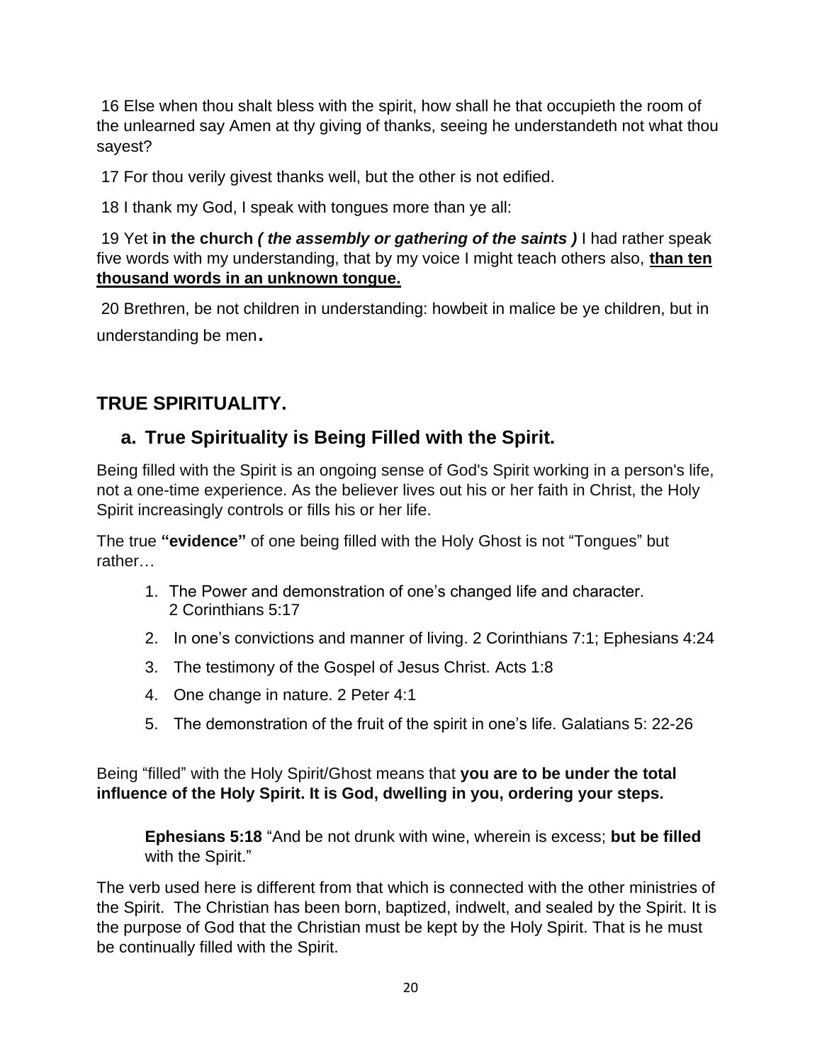16 Else when thou shalt bless with the spirit, how shall he that occupieth the room of the unlearned say Amen at thy giving of thanks, seeing he understandeth not what thou sayest?

17 For thou verily givest thanks well, but the other is not edified.

18 I thank my God, I speak with tongues more than ye all:

19 Yet **in the church *( the assembly or gathering of the saints )*** I had rather speak five words with my understanding, that by my voice I might teach others also, **<u>than ten thousand words in an unknown tongue.</u>**

20 Brethren, be not children in understanding: howbeit in malice be ye children, but in understanding be men.

## TRUE SPIRITUALITY.

### a. True Spirituality is Being Filled with the Spirit.

Being filled with the Spirit is an ongoing sense of God's Spirit working in a person's life, not a one-time experience. As the believer lives out his or her faith in Christ, the Holy Spirit increasingly controls or fills his or her life.

The true **"evidence"** of one being filled with the Holy Ghost is not "Tongues" but rather…

1. The Power and demonstration of one's changed life and character. 2 Corinthians 5:17
2. In one's convictions and manner of living. 2 Corinthians 7:1; Ephesians 4:24
3. The testimony of the Gospel of Jesus Christ. Acts 1:8
4. One change in nature. 2 Peter 4:1
5. The demonstration of the fruit of the spirit in one's life. Galatians 5: 22-26

Being "filled" with the Holy Spirit/Ghost means that **you are to be under the total influence of the Holy Spirit. It is God, dwelling in you, ordering your steps.**

> **Ephesians 5:18** "And be not drunk with wine, wherein is excess; **but be filled** with the Spirit."

The verb used here is different from that which is connected with the other ministries of the Spirit. The Christian has been born, baptized, indwelt, and sealed by the Spirit. It is the purpose of God that the Christian must be kept by the Holy Spirit. That is he must be continually filled with the Spirit.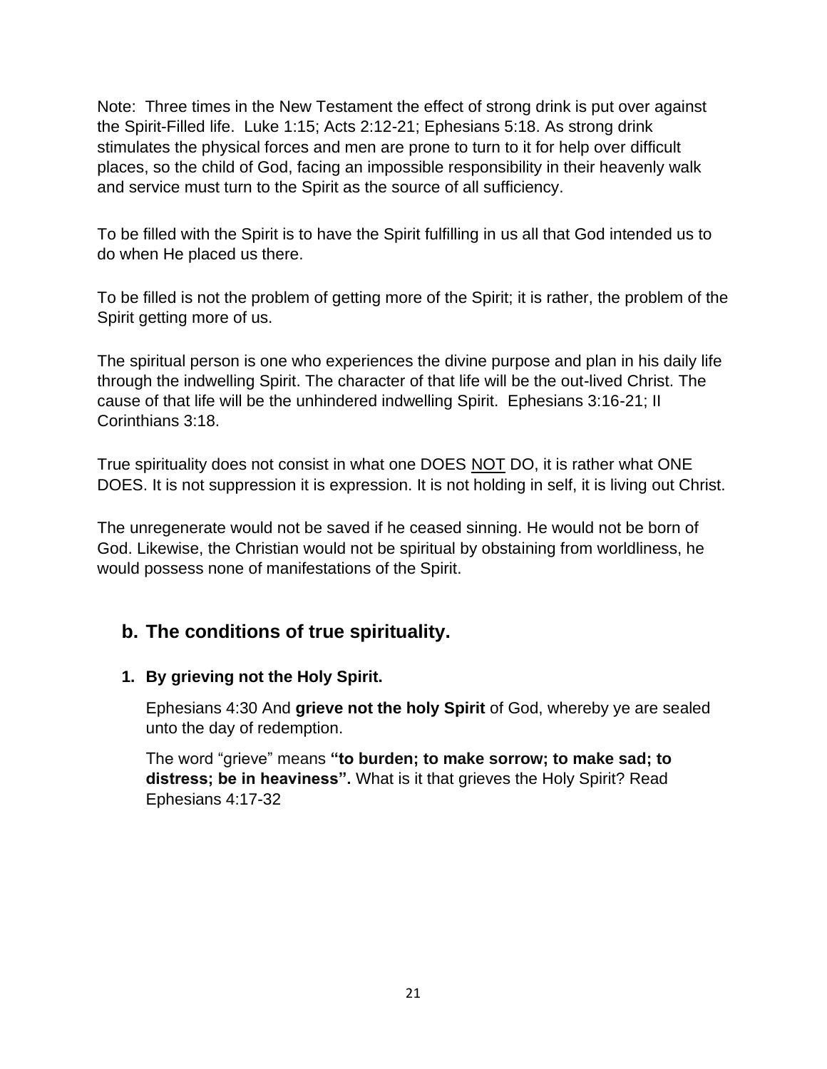Note: Three times in the New Testament the effect of strong drink is put over against the Spirit-Filled life. Luke 1:15; Acts 2:12-21; Ephesians 5:18. As strong drink stimulates the physical forces and men are prone to turn to it for help over difficult places, so the child of God, facing an impossible responsibility in their heavenly walk and service must turn to the Spirit as the source of all sufficiency.

To be filled with the Spirit is to have the Spirit fulfilling in us all that God intended us to do when He placed us there.

To be filled is not the problem of getting more of the Spirit; it is rather, the problem of the Spirit getting more of us.

The spiritual person is one who experiences the divine purpose and plan in his daily life through the indwelling Spirit. The character of that life will be the out-lived Christ. The cause of that life will be the unhindered indwelling Spirit. Ephesians 3:16-21; II Corinthians 3:18.

True spirituality does not consist in what one DOES <u>NOT</u> DO, it is rather what ONE DOES. It is not suppression it is expression. It is not holding in self, it is living out Christ.

The unregenerate would not be saved if he ceased sinning. He would not be born of God. Likewise, the Christian would not be spiritual by obstaining from worldliness, he would possess none of manifestations of the Spirit.

## b. The conditions of true spirituality.

### 1. By grieving not the Holy Spirit.

Ephesians 4:30 And **grieve not the holy Spirit** of God, whereby ye are sealed unto the day of redemption.

The word "grieve" means **"to burden; to make sorrow; to make sad; to distress; be in heaviness".** What is it that grieves the Holy Spirit? Read Ephesians 4:17-32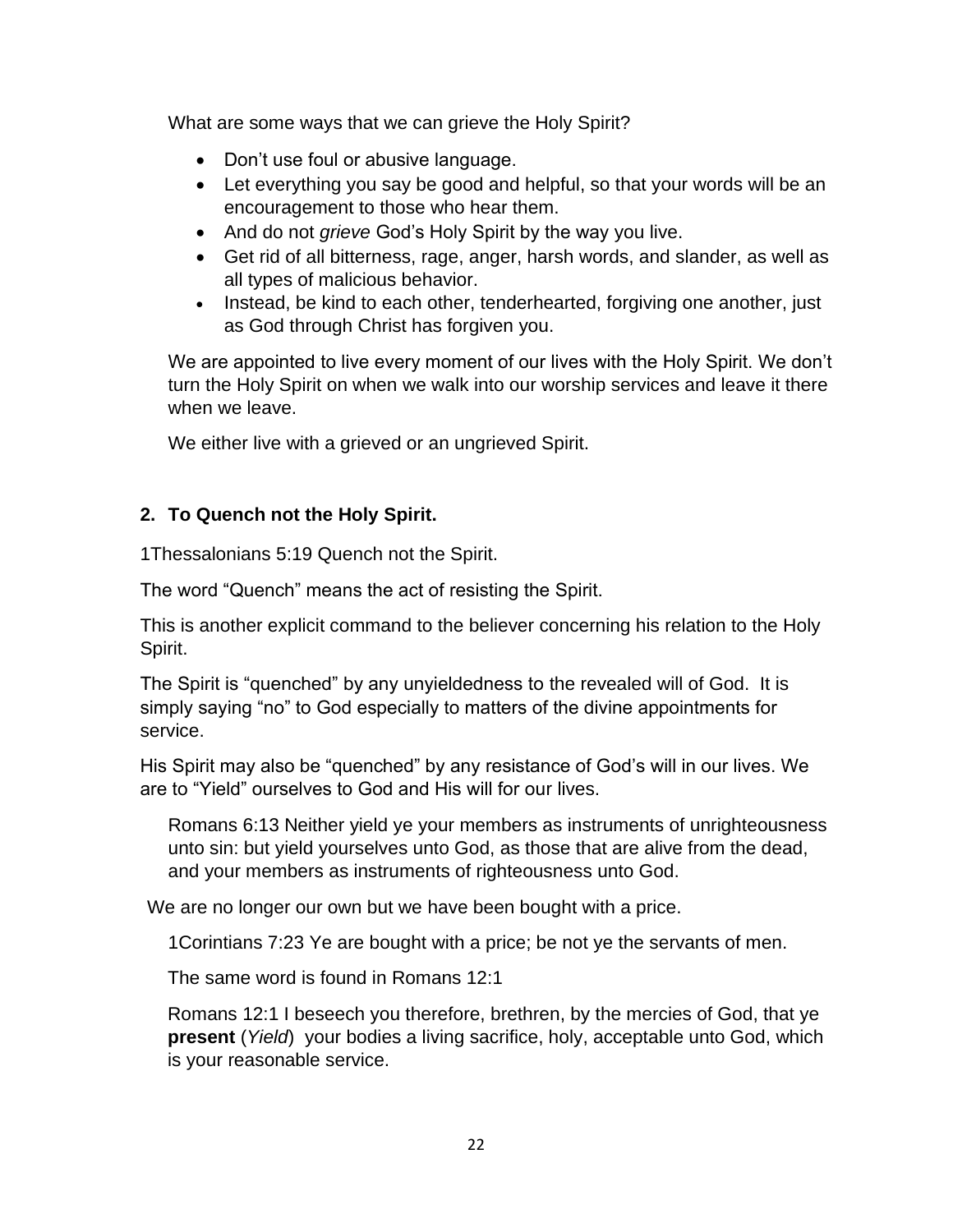What are some ways that we can grieve the Holy Spirit?

- Don't use foul or abusive language.
- Let everything you say be good and helpful, so that your words will be an encouragement to those who hear them.
- And do not *grieve* God's Holy Spirit by the way you live.
- Get rid of all bitterness, rage, anger, harsh words, and slander, as well as all types of malicious behavior.
- Instead, be kind to each other, tenderhearted, forgiving one another, just as God through Christ has forgiven you.

We are appointed to live every moment of our lives with the Holy Spirit. We don't turn the Holy Spirit on when we walk into our worship services and leave it there when we leave.

We either live with a grieved or an ungrieved Spirit.

**2. To Quench not the Holy Spirit.**

1Thessalonians 5:19 Quench not the Spirit.

The word "Quench" means the act of resisting the Spirit.

This is another explicit command to the believer concerning his relation to the Holy Spirit.

The Spirit is "quenched" by any unyieldedness to the revealed will of God. It is simply saying "no" to God especially to matters of the divine appointments for service.

His Spirit may also be "quenched" by any resistance of God's will in our lives. We are to "Yield" ourselves to God and His will for our lives.

Romans 6:13 Neither yield ye your members as instruments of unrighteousness unto sin: but yield yourselves unto God, as those that are alive from the dead, and your members as instruments of righteousness unto God.

We are no longer our own but we have been bought with a price.

1Corintians 7:23 Ye are bought with a price; be not ye the servants of men.

The same word is found in Romans 12:1

Romans 12:1 I beseech you therefore, brethren, by the mercies of God, that ye **present** (*Yield*) your bodies a living sacrifice, holy, acceptable unto God, which is your reasonable service.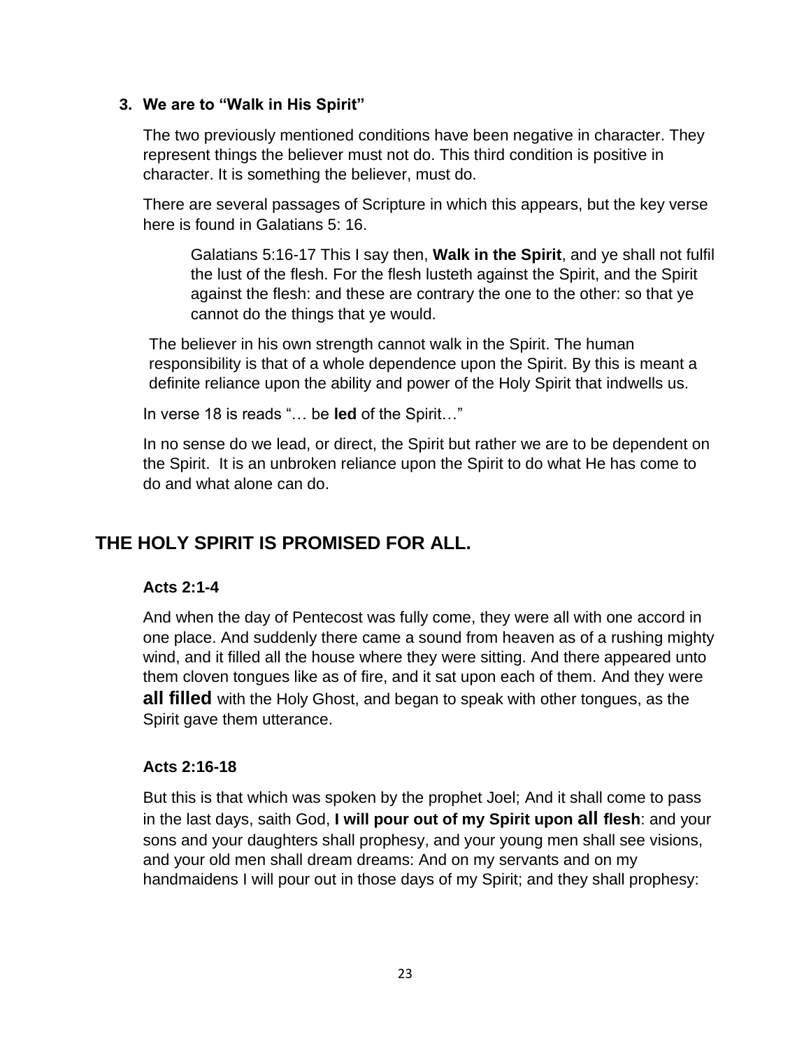### 3. We are to "Walk in His Spirit"

The two previously mentioned conditions have been negative in character. They represent things the believer must not do. This third condition is positive in character. It is something the believer, must do.

There are several passages of Scripture in which this appears, but the key verse here is found in Galatians 5: 16.

> Galatians 5:16-17 This I say then, **Walk in the Spirit**, and ye shall not fulfil the lust of the flesh. For the flesh lusteth against the Spirit, and the Spirit against the flesh: and these are contrary the one to the other: so that ye cannot do the things that ye would.

The believer in his own strength cannot walk in the Spirit. The human responsibility is that of a whole dependence upon the Spirit. By this is meant a definite reliance upon the ability and power of the Holy Spirit that indwells us.

In verse 18 is reads "… be **led** of the Spirit…"

In no sense do we lead, or direct, the Spirit but rather we are to be dependent on the Spirit. It is an unbroken reliance upon the Spirit to do what He has come to do and what alone can do.

## THE HOLY SPIRIT IS PROMISED FOR ALL.

**Acts 2:1-4**

And when the day of Pentecost was fully come, they were all with one accord in one place. And suddenly there came a sound from heaven as of a rushing mighty wind, and it filled all the house where they were sitting. And there appeared unto them cloven tongues like as of fire, and it sat upon each of them. And they were **all filled** with the Holy Ghost, and began to speak with other tongues, as the Spirit gave them utterance.

**Acts 2:16-18**

But this is that which was spoken by the prophet Joel; And it shall come to pass in the last days, saith God, **I will pour out of my Spirit upon all flesh**: and your sons and your daughters shall prophesy, and your young men shall see visions, and your old men shall dream dreams: And on my servants and on my handmaidens I will pour out in those days of my Spirit; and they shall prophesy: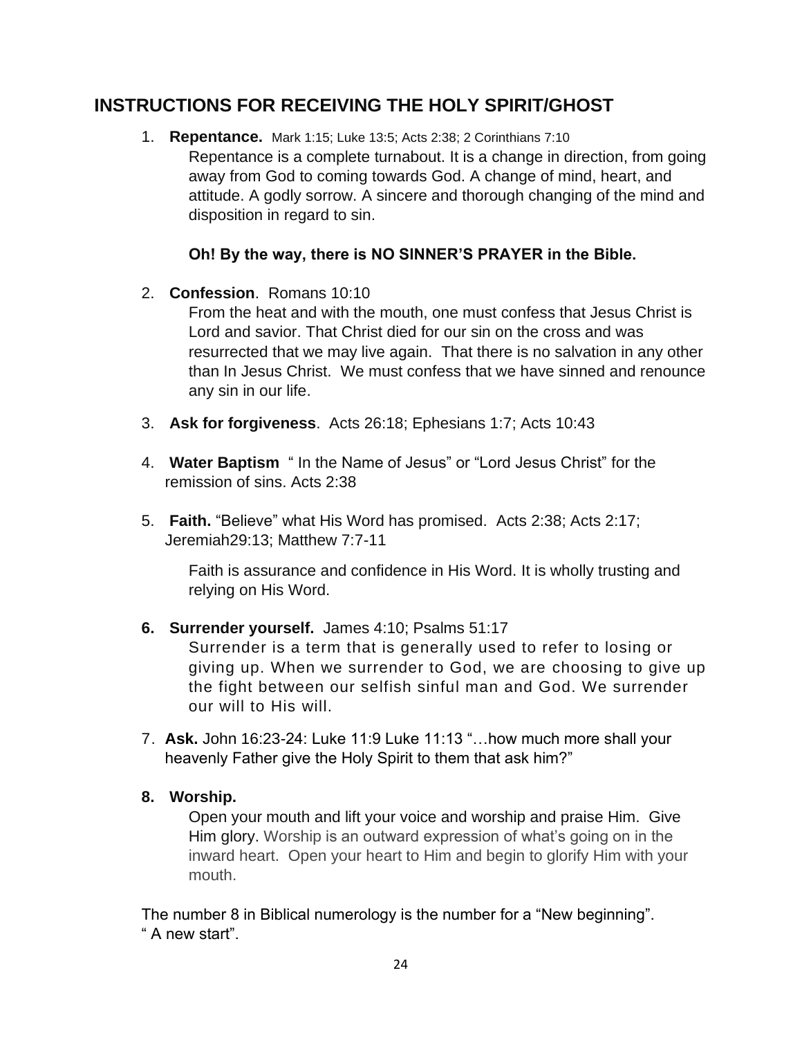## INSTRUCTIONS FOR RECEIVING THE HOLY SPIRIT/GHOST

1. **Repentance.** Mark 1:15; Luke 13:5; Acts 2:38; 2 Corinthians 7:10

   Repentance is a complete turnabout. It is a change in direction, from going away from God to coming towards God. A change of mind, heart, and attitude. A godly sorrow. A sincere and thorough changing of the mind and disposition in regard to sin.

   **Oh! By the way, there is NO SINNER'S PRAYER in the Bible.**

2. **Confession**. Romans 10:10

   From the heat and with the mouth, one must confess that Jesus Christ is Lord and savior. That Christ died for our sin on the cross and was resurrected that we may live again. That there is no salvation in any other than In Jesus Christ. We must confess that we have sinned and renounce any sin in our life.

3. **Ask for forgiveness**. Acts 26:18; Ephesians 1:7; Acts 10:43

4. **Water Baptism** " In the Name of Jesus" or "Lord Jesus Christ" for the remission of sins. Acts 2:38

5. **Faith.** "Believe" what His Word has promised. Acts 2:38; Acts 2:17; Jeremiah29:13; Matthew 7:7-11

   Faith is assurance and confidence in His Word. It is wholly trusting and relying on His Word.

6. **Surrender yourself.** James 4:10; Psalms 51:17

   Surrender is a term that is generally used to refer to losing or giving up. When we surrender to God, we are choosing to give up the fight between our selfish sinful man and God. We surrender our will to His will.

7. **Ask.** John 16:23-24: Luke 11:9 Luke 11:13 "…how much more shall your heavenly Father give the Holy Spirit to them that ask him?"

8. **Worship.**

   Open your mouth and lift your voice and worship and praise Him. Give Him glory. Worship is an outward expression of what's going on in the inward heart. Open your heart to Him and begin to glorify Him with your mouth.

The number 8 in Biblical numerology is the number for a "New beginning". " A new start".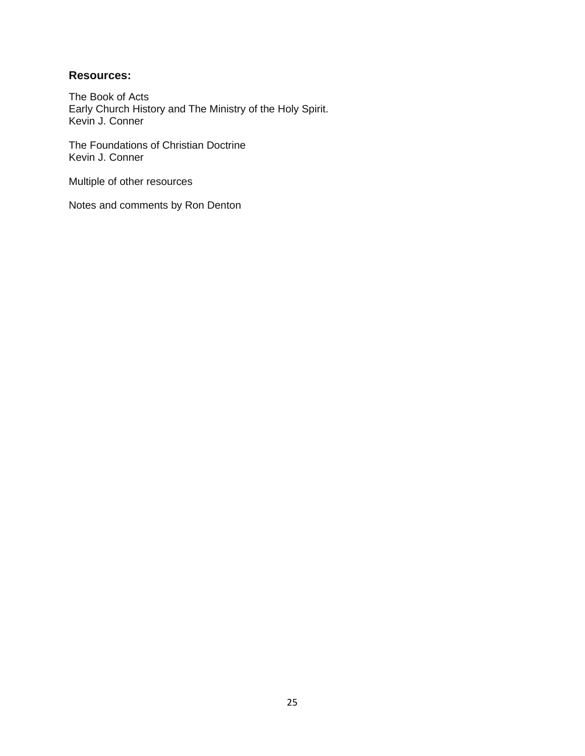### Resources:

The Book of Acts
Early Church History and The Ministry of the Holy Spirit.
Kevin J. Conner

The Foundations of Christian Doctrine
Kevin J. Conner

Multiple of other resources

Notes and comments by Ron Denton